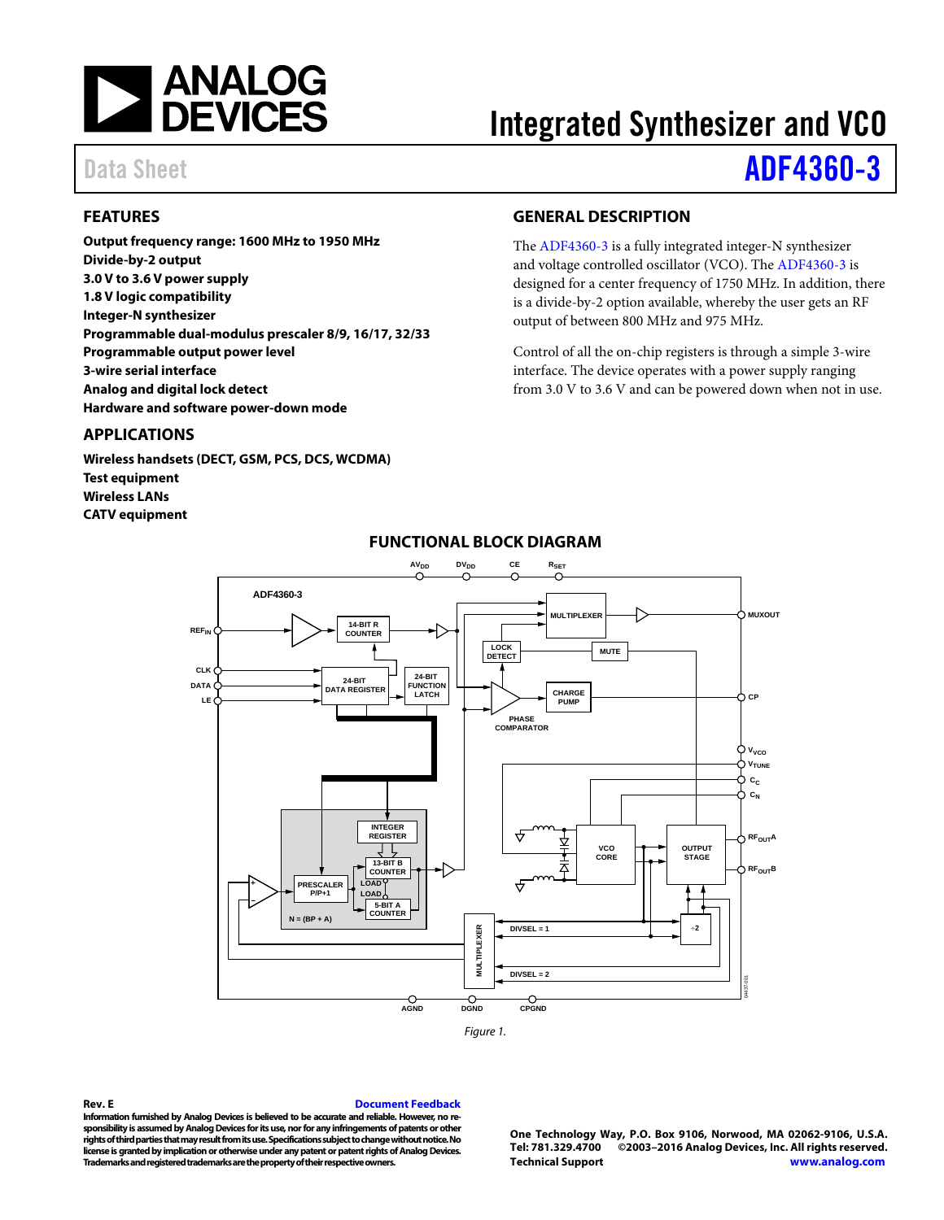# Integrated Synthesizer and VCO

Data Sheet **ADF4360-3**

## FEATURES

**Output frequency range: 1600 MHz to 1950 MHz**
**Divide-by-2 output**
**3.0 V to 3.6 V power supply**
**1.8 V logic compatibility**
**Integer-N synthesizer**
**Programmable dual-modulus prescaler 8/9, 16/17, 32/33**
**Programmable output power level**
**3-wire serial interface**
**Analog and digital lock detect**
**Hardware and software power-down mode**

## APPLICATIONS

**Wireless handsets (DECT, GSM, PCS, DCS, WCDMA)**
**Test equipment**
**Wireless LANs**
**CATV equipment**

## GENERAL DESCRIPTION

The ADF4360-3 is a fully integrated integer-N synthesizer and voltage controlled oscillator (VCO). The ADF4360-3 is designed for a center frequency of 1750 MHz. In addition, there is a divide-by-2 option available, whereby the user gets an RF output of between 800 MHz and 975 MHz.

Control of all the on-chip registers is through a simple 3-wire interface. The device operates with a power supply ranging from 3.0 V to 3.6 V and can be powered down when not in use.

## FUNCTIONAL BLOCK DIAGRAM

*Figure 1.*

**Rev. E** Document Feedback

**Information furnished by Analog Devices is believed to be accurate and reliable. However, no responsibility is assumed by Analog Devices for its use, nor for any infringements of patents or other rights of third parties that may result from its use. Specifications subject to change without notice. No license is granted by implication or otherwise under any patent or patent rights of Analog Devices. Trademarks and registered trademarks are the property of their respective owners.**

**One Technology Way, P.O. Box 9106, Norwood, MA 02062-9106, U.S.A.**
**Tel: 781.329.4700 ©2003–2016 Analog Devices, Inc. All rights reserved.**
**Technical Support www.analog.com**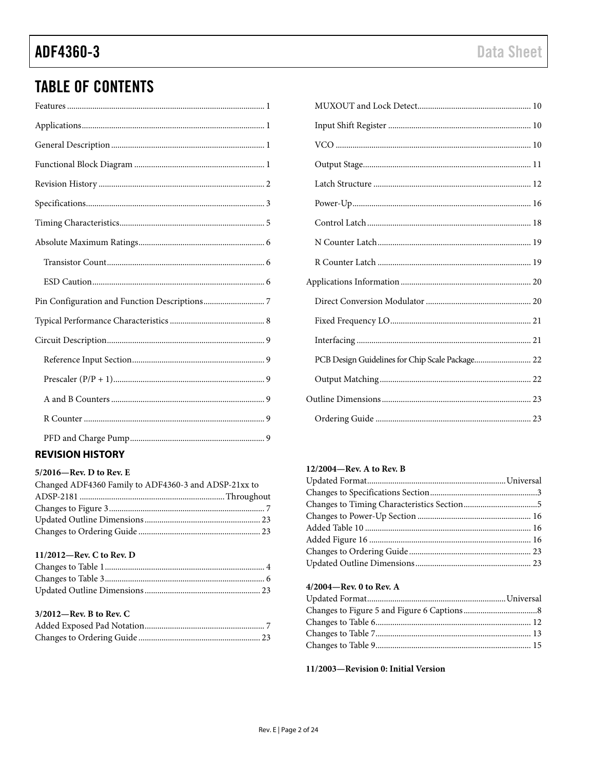## TABLE OF CONTENTS

Features ... 1
Applications ... 1
General Description ... 1
Functional Block Diagram ... 1
Revision History ... 2
Specifications ... 3
Timing Characteristics ... 5
Absolute Maximum Ratings ... 6
  Transistor Count ... 6
  ESD Caution ... 6
Pin Configuration and Function Descriptions ... 7
Typical Performance Characteristics ... 8
Circuit Description ... 9
  Reference Input Section ... 9
  Prescaler (P/P + 1) ... 9
  A and B Counters ... 9
  R Counter ... 9
  PFD and Charge Pump ... 9
  MUXOUT and Lock Detect ... 10
  Input Shift Register ... 10
  VCO ... 10
  Output Stage ... 11
  Latch Structure ... 12
  Power-Up ... 16
  Control Latch ... 18
  N Counter Latch ... 19
  R Counter Latch ... 19
Applications Information ... 20
  Direct Conversion Modulator ... 20
  Fixed Frequency LO ... 21
  Interfacing ... 21
  PCB Design Guidelines for Chip Scale Package ... 22
  Output Matching ... 22
Outline Dimensions ... 23
  Ordering Guide ... 23

## REVISION HISTORY

**5/2016—Rev. D to Rev. E**

Changed ADF4360 Family to ADF4360-3 and ADSP-21xx to ADSP-2181 ... Throughout
Changes to Figure 3 ... 7
Updated Outline Dimensions ... 23
Changes to Ordering Guide ... 23

**11/2012—Rev. C to Rev. D**

Changes to Table 1 ... 4
Changes to Table 3 ... 6
Updated Outline Dimensions ... 23

**3/2012—Rev. B to Rev. C**

Added Exposed Pad Notation ... 7
Changes to Ordering Guide ... 23

**12/2004—Rev. A to Rev. B**

Updated Format ... Universal
Changes to Specifications Section ... 3
Changes to Timing Characteristics Section ... 5
Changes to Power-Up Section ... 16
Added Table 10 ... 16
Added Figure 16 ... 16
Changes to Ordering Guide ... 23
Updated Outline Dimensions ... 23

**4/2004—Rev. 0 to Rev. A**

Updated Format ... Universal
Changes to Figure 5 and Figure 6 Captions ... 8
Changes to Table 6 ... 12
Changes to Table 7 ... 13
Changes to Table 9 ... 15

**11/2003—Revision 0: Initial Version**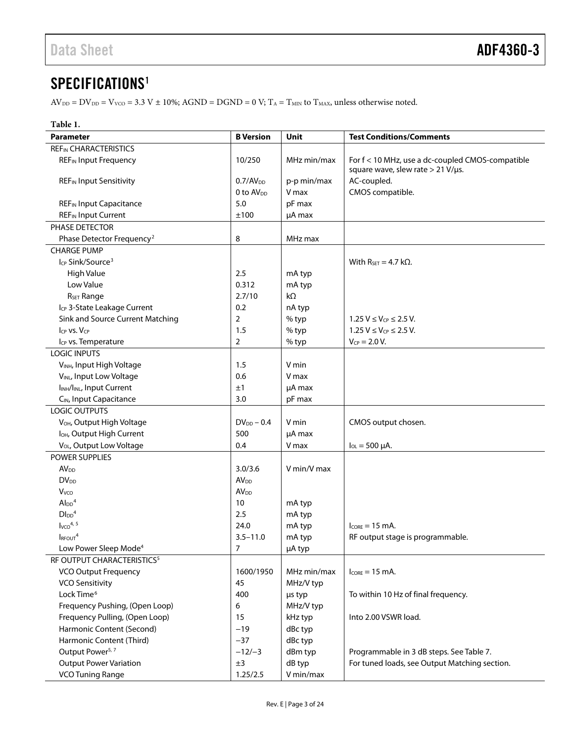## SPECIFICATIONS[1]

$AV_{DD} = DV_{DD} = V_{VCO} = 3.3\ V \pm 10\%$; AGND = DGND = 0 V; $T_A = T_{MIN}$ to $T_{MAX}$, unless otherwise noted.

**Table 1.**

| Parameter | B Version | Unit | Test Conditions/Comments |
|---|---|---|---|
| $REF_{IN}$ CHARACTERISTICS | | | |
| $REF_{IN}$ Input Frequency | 10/250 | MHz min/max | For f < 10 MHz, use a dc-coupled CMOS-compatible square wave, slew rate > 21 V/µs. |
| $REF_{IN}$ Input Sensitivity | $0.7/AV_{DD}$ | p-p min/max | AC-coupled. |
| | 0 to $AV_{DD}$ | V max | CMOS compatible. |
| $REF_{IN}$ Input Capacitance | 5.0 | pF max | |
| $REF_{IN}$ Input Current | ±100 | µA max | |
| PHASE DETECTOR | | | |
| Phase Detector Frequency[2] | 8 | MHz max | |
| CHARGE PUMP | | | |
| $I_{CP}$ Sink/Source[3] | | | With $R_{SET}$ = 4.7 kΩ. |
| High Value | 2.5 | mA typ | |
| Low Value | 0.312 | mA typ | |
| $R_{SET}$ Range | 2.7/10 | kΩ | |
| $I_{CP}$ 3-State Leakage Current | 0.2 | nA typ | |
| Sink and Source Current Matching | 2 | % typ | $1.25\ V \leq V_{CP} \leq 2.5\ V$. |
| $I_{CP}$ vs. $V_{CP}$ | 1.5 | % typ | $1.25\ V \leq V_{CP} \leq 2.5\ V$. |
| $I_{CP}$ vs. Temperature | 2 | % typ | $V_{CP}$ = 2.0 V. |
| LOGIC INPUTS | | | |
| $V_{INH}$, Input High Voltage | 1.5 | V min | |
| $V_{INL}$, Input Low Voltage | 0.6 | V max | |
| $I_{INH}/I_{INL}$, Input Current | ±1 | µA max | |
| $C_{IN}$, Input Capacitance | 3.0 | pF max | |
| LOGIC OUTPUTS | | | |
| $V_{OH}$, Output High Voltage | $DV_{DD} - 0.4$ | V min | CMOS output chosen. |
| $I_{OH}$, Output High Current | 500 | µA max | |
| $V_{OL}$, Output Low Voltage | 0.4 | V max | $I_{OL}$ = 500 µA. |
| POWER SUPPLIES | | | |
| $AV_{DD}$ | 3.0/3.6 | V min/V max | |
| $DV_{DD}$ | $AV_{DD}$ | | |
| $V_{VCO}$ | $AV_{DD}$ | | |
| $AI_{DD}$[4] | 10 | mA typ | |
| $DI_{DD}$[4] | 2.5 | mA typ | |
| $I_{VCO}$[4, 5] | 24.0 | mA typ | $I_{CORE}$ = 15 mA. |
| $I_{RFOUT}$[4] | 3.5–11.0 | mA typ | RF output stage is programmable. |
| Low Power Sleep Mode[4] | 7 | µA typ | |
| RF OUTPUT CHARACTERISTICS[5] | | | |
| VCO Output Frequency | 1600/1950 | MHz min/max | $I_{CORE}$ = 15 mA. |
| VCO Sensitivity | 45 | MHz/V typ | |
| Lock Time[6] | 400 | µs typ | To within 10 Hz of final frequency. |
| Frequency Pushing, (Open Loop) | 6 | MHz/V typ | |
| Frequency Pulling, (Open Loop) | 15 | kHz typ | Into 2.00 VSWR load. |
| Harmonic Content (Second) | −19 | dBc typ | |
| Harmonic Content (Third) | −37 | dBc typ | |
| Output Power[5, 7] | −12/−3 | dBm typ | Programmable in 3 dB steps. See Table 7. |
| Output Power Variation | ±3 | dB typ | For tuned loads, see Output Matching section. |
| VCO Tuning Range | 1.25/2.5 | V min/max | |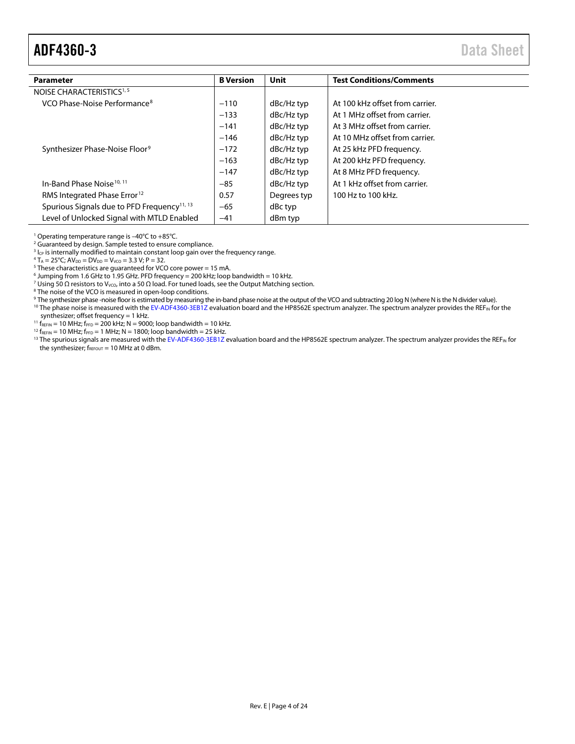| Parameter | B Version | Unit | Test Conditions/Comments |
|---|---|---|---|
| NOISE CHARACTERISTICS[1, 5] | | | |
| VCO Phase-Noise Performance[8] | −110 | dBc/Hz typ | At 100 kHz offset from carrier. |
| | −133 | dBc/Hz typ | At 1 MHz offset from carrier. |
| | −141 | dBc/Hz typ | At 3 MHz offset from carrier. |
| | −146 | dBc/Hz typ | At 10 MHz offset from carrier. |
| Synthesizer Phase-Noise Floor[9] | −172 | dBc/Hz typ | At 25 kHz PFD frequency. |
| | −163 | dBc/Hz typ | At 200 kHz PFD frequency. |
| | −147 | dBc/Hz typ | At 8 MHz PFD frequency. |
| In-Band Phase Noise[10, 11] | −85 | dBc/Hz typ | At 1 kHz offset from carrier. |
| RMS Integrated Phase Error[12] | 0.57 | Degrees typ | 100 Hz to 100 kHz. |
| Spurious Signals due to PFD Frequency[11, 13] | −65 | dBc typ | |
| Level of Unlocked Signal with MTLD Enabled | −41 | dBm typ | |

[1] Operating temperature range is –40°C to +85°C.
[2] Guaranteed by design. Sample tested to ensure compliance.
[3] $I_{CP}$ is internally modified to maintain constant loop gain over the frequency range.
[4] $T_A$ = 25°C; $AV_{DD} = DV_{DD} = V_{VCO}$ = 3.3 V; P = 32.
[5] These characteristics are guaranteed for VCO core power = 15 mA.
[6] Jumping from 1.6 GHz to 1.95 GHz. PFD frequency = 200 kHz; loop bandwidth = 10 kHz.
[7] Using 50 Ω resistors to $V_{VCO}$, into a 50 Ω load. For tuned loads, see the Output Matching section.
[8] The noise of the VCO is measured in open-loop conditions.
[9] The synthesizer phase -noise floor is estimated by measuring the in-band phase noise at the output of the VCO and subtracting 20 log N (where N is the N divider value).
[10] The phase noise is measured with the EV-ADF4360-3EB1Z evaluation board and the HP8562E spectrum analyzer. The spectrum analyzer provides the $REF_{IN}$ for the synthesizer; offset frequency = 1 kHz.
[11] $f_{REFIN}$ = 10 MHz; $f_{PFD}$ = 200 kHz; N = 9000; loop bandwidth = 10 kHz.
[12] $f_{REFIN}$ = 10 MHz; $f_{PFD}$ = 1 MHz; N = 1800; loop bandwidth = 25 kHz.
[13] The spurious signals are measured with the EV-ADF4360-3EB1Z evaluation board and the HP8562E spectrum analyzer. The spectrum analyzer provides the $REF_{IN}$ for the synthesizer; $f_{REFOUT}$ = 10 MHz at 0 dBm.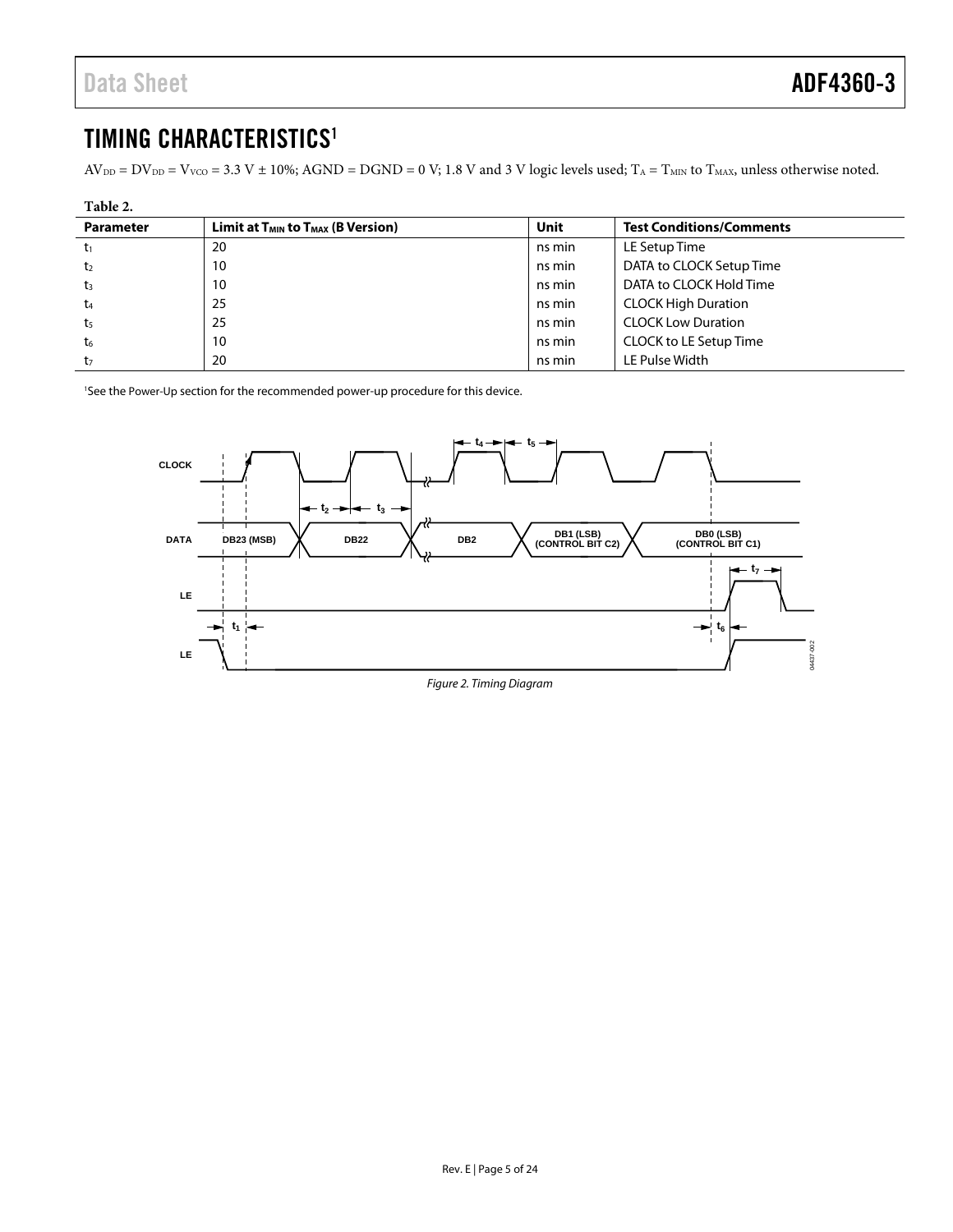# TIMING CHARACTERISTICS[1]

$AV_{DD} = DV_{DD} = V_{VCO} = 3.3$ V ± 10%; AGND = DGND = 0 V; 1.8 V and 3 V logic levels used; $T_A = T_{MIN}$ to $T_{MAX}$, unless otherwise noted.

**Table 2.**

| Parameter | Limit at $T_{MIN}$ to $T_{MAX}$ (B Version) | Unit | Test Conditions/Comments |
|---|---|---|---|
| $t_1$ | 20 | ns min | LE Setup Time |
| $t_2$ | 10 | ns min | DATA to CLOCK Setup Time |
| $t_3$ | 10 | ns min | DATA to CLOCK Hold Time |
| $t_4$ | 25 | ns min | CLOCK High Duration |
| $t_5$ | 25 | ns min | CLOCK Low Duration |
| $t_6$ | 10 | ns min | CLOCK to LE Setup Time |
| $t_7$ | 20 | ns min | LE Pulse Width |

[1] See the Power-Up section for the recommended power-up procedure for this device.

*Figure 2. Timing Diagram*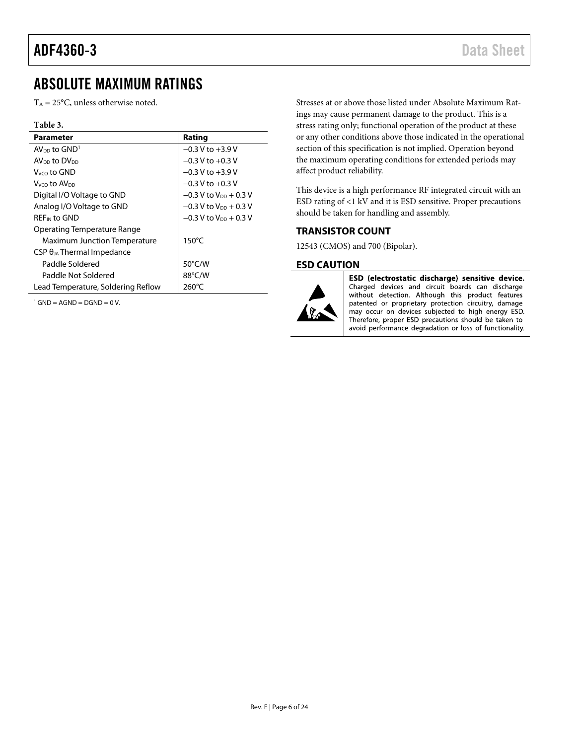## ABSOLUTE MAXIMUM RATINGS

$T_A$ = 25°C, unless otherwise noted.

**Table 3.**

| Parameter | Rating |
|---|---|
| $AV_{DD}$ to GND[1] | −0.3 V to +3.9 V |
| $AV_{DD}$ to $DV_{DD}$ | −0.3 V to +0.3 V |
| $V_{VCO}$ to GND | −0.3 V to +3.9 V |
| $V_{VCO}$ to $AV_{DD}$ | −0.3 V to +0.3 V |
| Digital I/O Voltage to GND | −0.3 V to $V_{DD}$ + 0.3 V |
| Analog I/O Voltage to GND | −0.3 V to $V_{DD}$ + 0.3 V |
| $REF_{IN}$ to GND | −0.3 V to $V_{DD}$ + 0.3 V |
| Operating Temperature Range | |
| Maximum Junction Temperature | 150°C |
| CSP $θ_{JA}$ Thermal Impedance | |
| Paddle Soldered | 50°C/W |
| Paddle Not Soldered | 88°C/W |
| Lead Temperature, Soldering Reflow | 260°C |

[1] GND = AGND = DGND = 0 V.

Stresses at or above those listed under Absolute Maximum Ratings may cause permanent damage to the product. This is a stress rating only; functional operation of the product at these or any other conditions above those indicated in the operational section of this specification is not implied. Operation beyond the maximum operating conditions for extended periods may affect product reliability.

This device is a high performance RF integrated circuit with an ESD rating of <1 kV and it is ESD sensitive. Proper precautions should be taken for handling and assembly.

### TRANSISTOR COUNT

12543 (CMOS) and 700 (Bipolar).

### ESD CAUTION

**ESD (electrostatic discharge) sensitive device.** Charged devices and circuit boards can discharge without detection. Although this product features patented or proprietary protection circuitry, damage may occur on devices subjected to high energy ESD. Therefore, proper ESD precautions should be taken to avoid performance degradation or loss of functionality.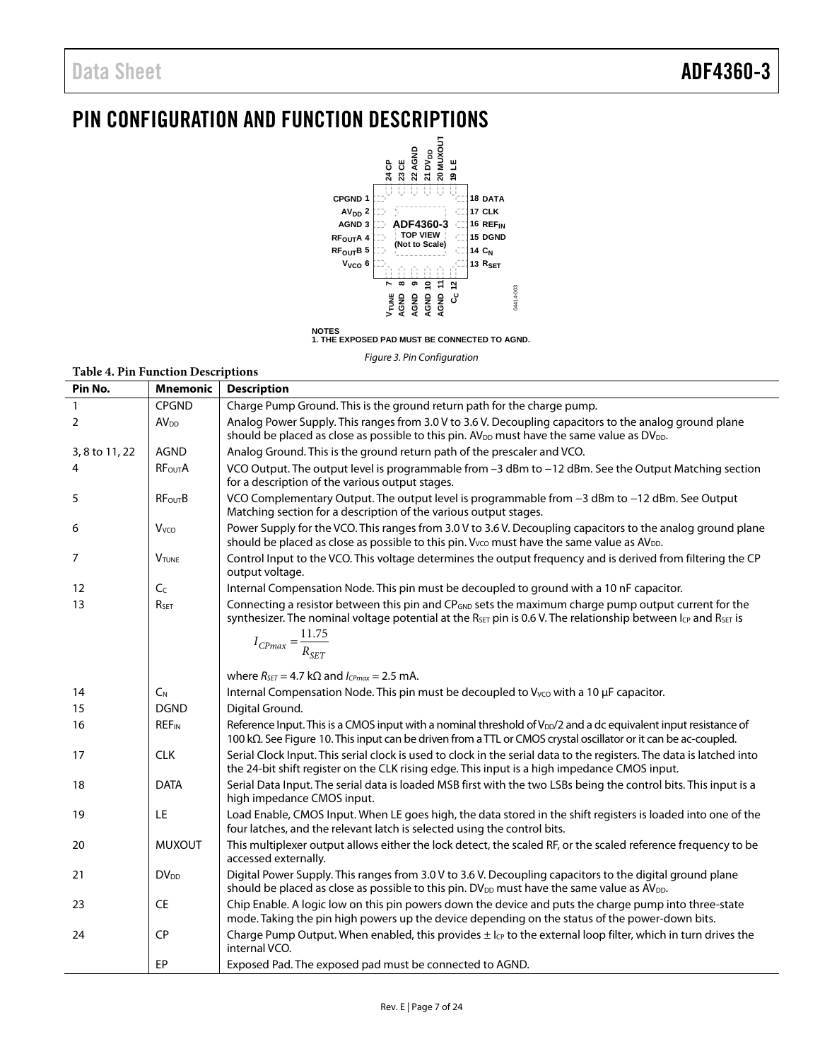# PIN CONFIGURATION AND FUNCTION DESCRIPTIONS

NOTES
1. THE EXPOSED PAD MUST BE CONNECTED TO AGND.

*Figure 3. Pin Configuration*

**Table 4. Pin Function Descriptions**

| Pin No. | Mnemonic | Description |
|---|---|---|
| 1 | CPGND | Charge Pump Ground. This is the ground return path for the charge pump. |
| 2 | $AV_{DD}$ | Analog Power Supply. This ranges from 3.0 V to 3.6 V. Decoupling capacitors to the analog ground plane should be placed as close as possible to this pin. $AV_{DD}$ must have the same value as $DV_{DD}$. |
| 3, 8 to 11, 22 | AGND | Analog Ground. This is the ground return path of the prescaler and VCO. |
| 4 | $RF_{OUT}A$ | VCO Output. The output level is programmable from −3 dBm to −12 dBm. See the Output Matching section for a description of the various output stages. |
| 5 | $RF_{OUT}B$ | VCO Complementary Output. The output level is programmable from −3 dBm to −12 dBm. See Output Matching section for a description of the various output stages. |
| 6 | $V_{VCO}$ | Power Supply for the VCO. This ranges from 3.0 V to 3.6 V. Decoupling capacitors to the analog ground plane should be placed as close as possible to this pin. $V_{VCO}$ must have the same value as $AV_{DD}$. |
| 7 | $V_{TUNE}$ | Control Input to the VCO. This voltage determines the output frequency and is derived from filtering the CP output voltage. |
| 12 | $C_C$ | Internal Compensation Node. This pin must be decoupled to ground with a 10 nF capacitor. |
| 13 | $R_{SET}$ | Connecting a resistor between this pin and $CP_{GND}$ sets the maximum charge pump output current for the synthesizer. The nominal voltage potential at the $R_{SET}$ pin is 0.6 V. The relationship between $I_{CP}$ and $R_{SET}$ is $I_{CPmax} = \frac{11.75}{R_{SET}}$ where $R_{SET}$ = 4.7 kΩ and $I_{CPmax}$ = 2.5 mA. |
| 14 | $C_N$ | Internal Compensation Node. This pin must be decoupled to $V_{VCO}$ with a 10 µF capacitor. |
| 15 | DGND | Digital Ground. |
| 16 | $REF_{IN}$ | Reference Input. This is a CMOS input with a nominal threshold of $V_{DD}/2$ and a dc equivalent input resistance of 100 kΩ. See Figure 10. This input can be driven from a TTL or CMOS crystal oscillator or it can be ac-coupled. |
| 17 | CLK | Serial Clock Input. This serial clock is used to clock in the serial data to the registers. The data is latched into the 24-bit shift register on the CLK rising edge. This input is a high impedance CMOS input. |
| 18 | DATA | Serial Data Input. The serial data is loaded MSB first with the two LSBs being the control bits. This input is a high impedance CMOS input. |
| 19 | LE | Load Enable, CMOS Input. When LE goes high, the data stored in the shift registers is loaded into one of the four latches, and the relevant latch is selected using the control bits. |
| 20 | MUXOUT | This multiplexer output allows either the lock detect, the scaled RF, or the scaled reference frequency to be accessed externally. |
| 21 | $DV_{DD}$ | Digital Power Supply. This ranges from 3.0 V to 3.6 V. Decoupling capacitors to the digital ground plane should be placed as close as possible to this pin. $DV_{DD}$ must have the same value as $AV_{DD}$. |
| 23 | CE | Chip Enable. A logic low on this pin powers down the device and puts the charge pump into three-state mode. Taking the pin high powers up the device depending on the status of the power-down bits. |
| 24 | CP | Charge Pump Output. When enabled, this provides ± $I_{CP}$ to the external loop filter, which in turn drives the internal VCO. |
| | EP | Exposed Pad. The exposed pad must be connected to AGND. |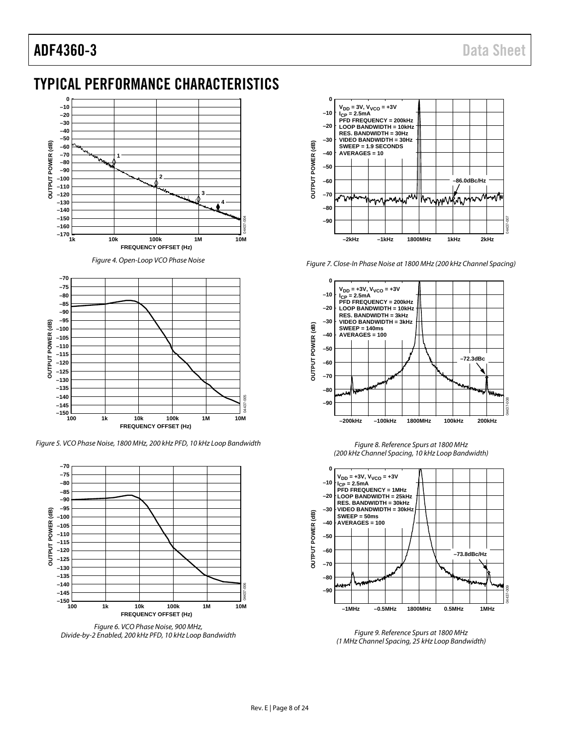## TYPICAL PERFORMANCE CHARACTERISTICS

Figure 4. Open-Loop VCO Phase Noise

Figure 5. VCO Phase Noise, 1800 MHz, 200 kHz PFD, 10 kHz Loop Bandwidth

Figure 6. VCO Phase Noise, 900 MHz, Divide-by-2 Enabled, 200 kHz PFD, 10 kHz Loop Bandwidth

Figure 7. Close-In Phase Noise at 1800 MHz (200 kHz Channel Spacing)

Figure 8. Reference Spurs at 1800 MHz (200 kHz Channel Spacing, 10 kHz Loop Bandwidth)

Figure 9. Reference Spurs at 1800 MHz (1 MHz Channel Spacing, 25 kHz Loop Bandwidth)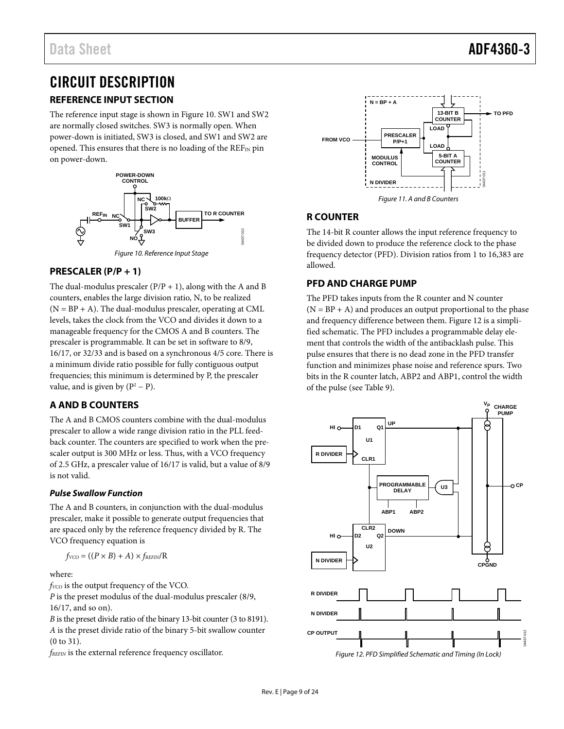# CIRCUIT DESCRIPTION

## REFERENCE INPUT SECTION

The reference input stage is shown in Figure 10. SW1 and SW2 are normally closed switches. SW3 is normally open. When power-down is initiated, SW3 is closed, and SW1 and SW2 are opened. This ensures that there is no loading of the $REF_{IN}$ pin on power-down.

Figure 10. Reference Input Stage

## PRESCALER (P/P + 1)

The dual-modulus prescaler (P/P + 1), along with the A and B counters, enables the large division ratio, N, to be realized (N = BP + A). The dual-modulus prescaler, operating at CML levels, takes the clock from the VCO and divides it down to a manageable frequency for the CMOS A and B counters. The prescaler is programmable. It can be set in software to 8/9, 16/17, or 32/33 and is based on a synchronous 4/5 core. There is a minimum divide ratio possible for fully contiguous output frequencies; this minimum is determined by P, the prescaler value, and is given by $(P^2 - P)$.

## A AND B COUNTERS

The A and B CMOS counters combine with the dual-modulus prescaler to allow a wide range division ratio in the PLL feedback counter. The counters are specified to work when the prescaler output is 300 MHz or less. Thus, with a VCO frequency of 2.5 GHz, a prescaler value of 16/17 is valid, but a value of 8/9 is not valid.

### *Pulse Swallow Function*

The A and B counters, in conjunction with the dual-modulus prescaler, make it possible to generate output frequencies that are spaced only by the reference frequency divided by R. The VCO frequency equation is

$$f_{VCO} = ((P \times B) + A) \times f_{REFIN}/R$$

where:

$f_{VCO}$ is the output frequency of the VCO.

*P* is the preset modulus of the dual-modulus prescaler (8/9, 16/17, and so on).

*B* is the preset divide ratio of the binary 13-bit counter (3 to 8191).

*A* is the preset divide ratio of the binary 5-bit swallow counter (0 to 31).

$f_{REFIN}$ is the external reference frequency oscillator.

Figure 11. A and B Counters

## R COUNTER

The 14-bit R counter allows the input reference frequency to be divided down to produce the reference clock to the phase frequency detector (PFD). Division ratios from 1 to 16,383 are allowed.

## PFD AND CHARGE PUMP

The PFD takes inputs from the R counter and N counter (N = BP + A) and produces an output proportional to the phase and frequency difference between them. Figure 12 is a simplified schematic. The PFD includes a programmable delay element that controls the width of the antibacklash pulse. This pulse ensures that there is no dead zone in the PFD transfer function and minimizes phase noise and reference spurs. Two bits in the R counter latch, ABP2 and ABP1, control the width of the pulse (see Table 9).

Figure 12. PFD Simplified Schematic and Timing (In Lock)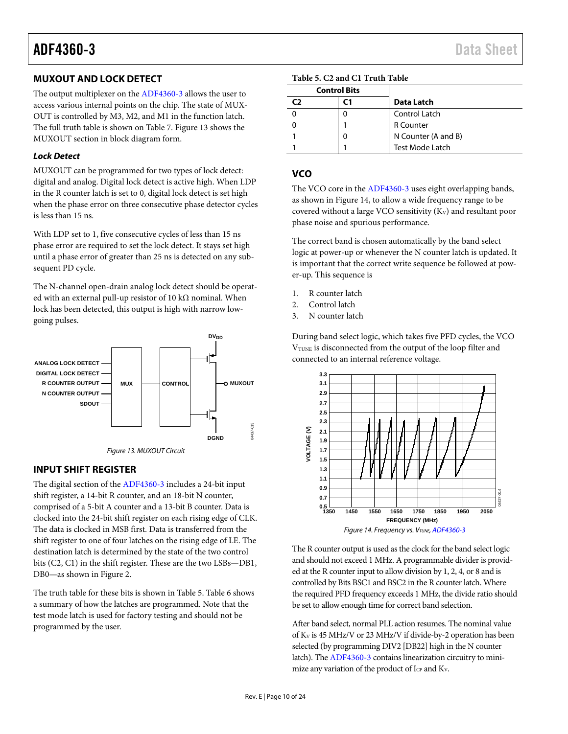## MUXOUT AND LOCK DETECT

The output multiplexer on the ADF4360-3 allows the user to access various internal points on the chip. The state of MUXOUT is controlled by M3, M2, and M1 in the function latch. The full truth table is shown on Table 7. Figure 13 shows the MUXOUT section in block diagram form.

### *Lock Detect*

MUXOUT can be programmed for two types of lock detect: digital and analog. Digital lock detect is active high. When LDP in the R counter latch is set to 0, digital lock detect is set high when the phase error on three consecutive phase detector cycles is less than 15 ns.

With LDP set to 1, five consecutive cycles of less than 15 ns phase error are required to set the lock detect. It stays set high until a phase error of greater than 25 ns is detected on any subsequent PD cycle.

The N-channel open-drain analog lock detect should be operated with an external pull-up resistor of 10 kΩ nominal. When lock has been detected, this output is high with narrow low-going pulses.

*Figure 13. MUXOUT Circuit*

## INPUT SHIFT REGISTER

The digital section of the ADF4360-3 includes a 24-bit input shift register, a 14-bit R counter, and an 18-bit N counter, comprised of a 5-bit A counter and a 13-bit B counter. Data is clocked into the 24-bit shift register on each rising edge of CLK. The data is clocked in MSB first. Data is transferred from the shift register to one of four latches on the rising edge of LE. The destination latch is determined by the state of the two control bits (C2, C1) in the shift register. These are the two LSBs—DB1, DB0—as shown in Figure 2.

The truth table for these bits is shown in Table 5. Table 6 shows a summary of how the latches are programmed. Note that the test mode latch is used for factory testing and should not be programmed by the user.

**Table 5. C2 and C1 Truth Table**

| Control Bits | | |
|---|---|---|
| **C2** | **C1** | **Data Latch** |
| 0 | 0 | Control Latch |
| 0 | 1 | R Counter |
| 1 | 0 | N Counter (A and B) |
| 1 | 1 | Test Mode Latch |

## VCO

The VCO core in the ADF4360-3 uses eight overlapping bands, as shown in Figure 14, to allow a wide frequency range to be covered without a large VCO sensitivity ($K_V$) and resultant poor phase noise and spurious performance.

The correct band is chosen automatically by the band select logic at power-up or whenever the N counter latch is updated. It is important that the correct write sequence be followed at power-up. This sequence is

1. R counter latch
2. Control latch
3. N counter latch

During band select logic, which takes five PFD cycles, the VCO $V_{TUNE}$ is disconnected from the output of the loop filter and connected to an internal reference voltage.

*Figure 14. Frequency vs. $V_{TUNE}$, ADF4360-3*

The R counter output is used as the clock for the band select logic and should not exceed 1 MHz. A programmable divider is provided at the R counter input to allow division by 1, 2, 4, or 8 and is controlled by Bits BSC1 and BSC2 in the R counter latch. Where the required PFD frequency exceeds 1 MHz, the divide ratio should be set to allow enough time for correct band selection.

After band select, normal PLL action resumes. The nominal value of $K_V$ is 45 MHz/V or 23 MHz/V if divide-by-2 operation has been selected (by programming DIV2 [DB22] high in the N counter latch). The ADF4360-3 contains linearization circuitry to minimize any variation of the product of $I_{CP}$ and $K_V$.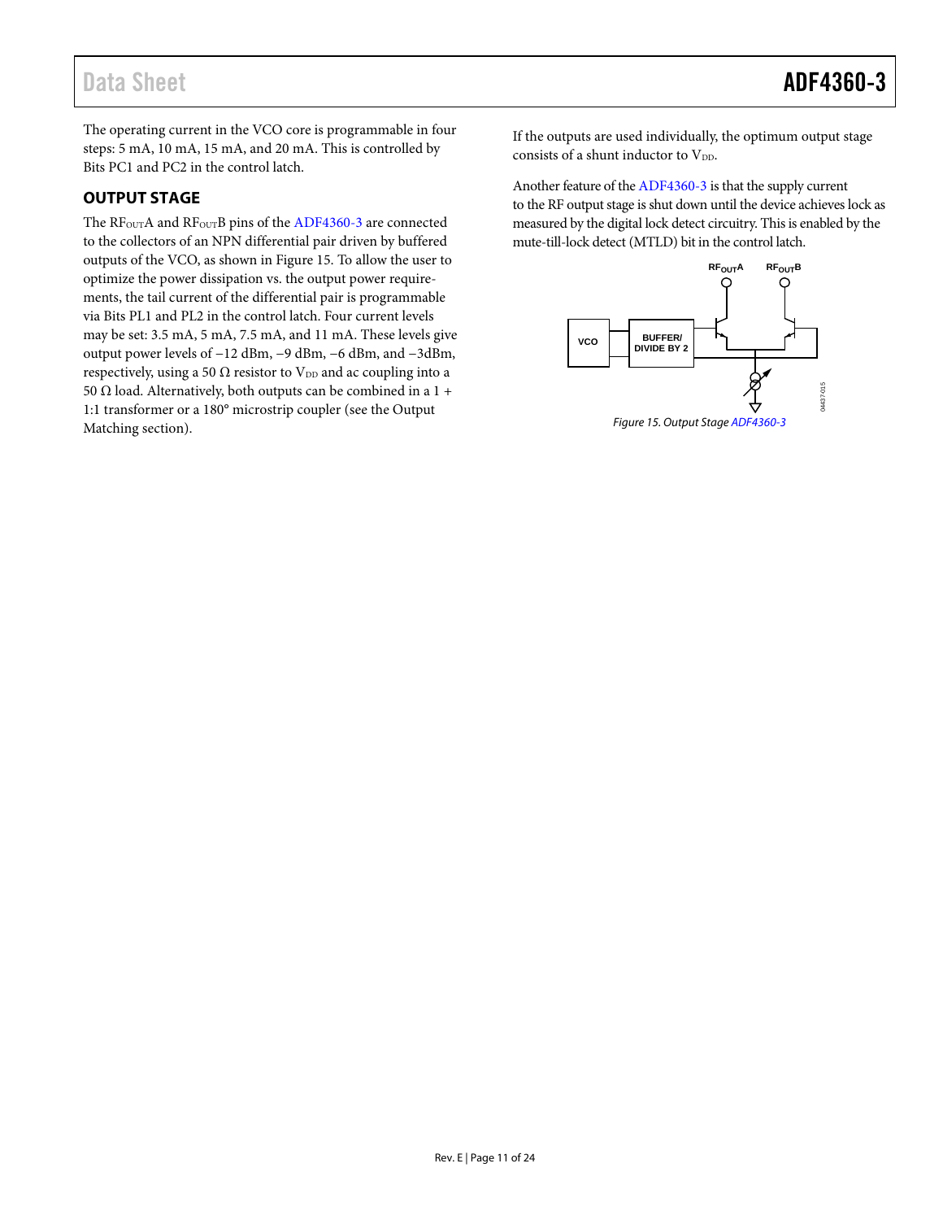The operating current in the VCO core is programmable in four steps: 5 mA, 10 mA, 15 mA, and 20 mA. This is controlled by Bits PC1 and PC2 in the control latch.

## OUTPUT STAGE

The $RF_{OUT}A$ and $RF_{OUT}B$ pins of the ADF4360-3 are connected to the collectors of an NPN differential pair driven by buffered outputs of the VCO, as shown in Figure 15. To allow the user to optimize the power dissipation vs. the output power requirements, the tail current of the differential pair is programmable via Bits PL1 and PL2 in the control latch. Four current levels may be set: 3.5 mA, 5 mA, 7.5 mA, and 11 mA. These levels give output power levels of −12 dBm, −9 dBm, −6 dBm, and −3dBm, respectively, using a 50 Ω resistor to $V_{DD}$ and ac coupling into a 50 Ω load. Alternatively, both outputs can be combined in a 1 + 1:1 transformer or a 180° microstrip coupler (see the Output Matching section).

If the outputs are used individually, the optimum output stage consists of a shunt inductor to $V_{DD}$.

Another feature of the ADF4360-3 is that the supply current to the RF output stage is shut down until the device achieves lock as measured by the digital lock detect circuitry. This is enabled by the mute-till-lock detect (MTLD) bit in the control latch.

*Figure 15. Output Stage ADF4360-3*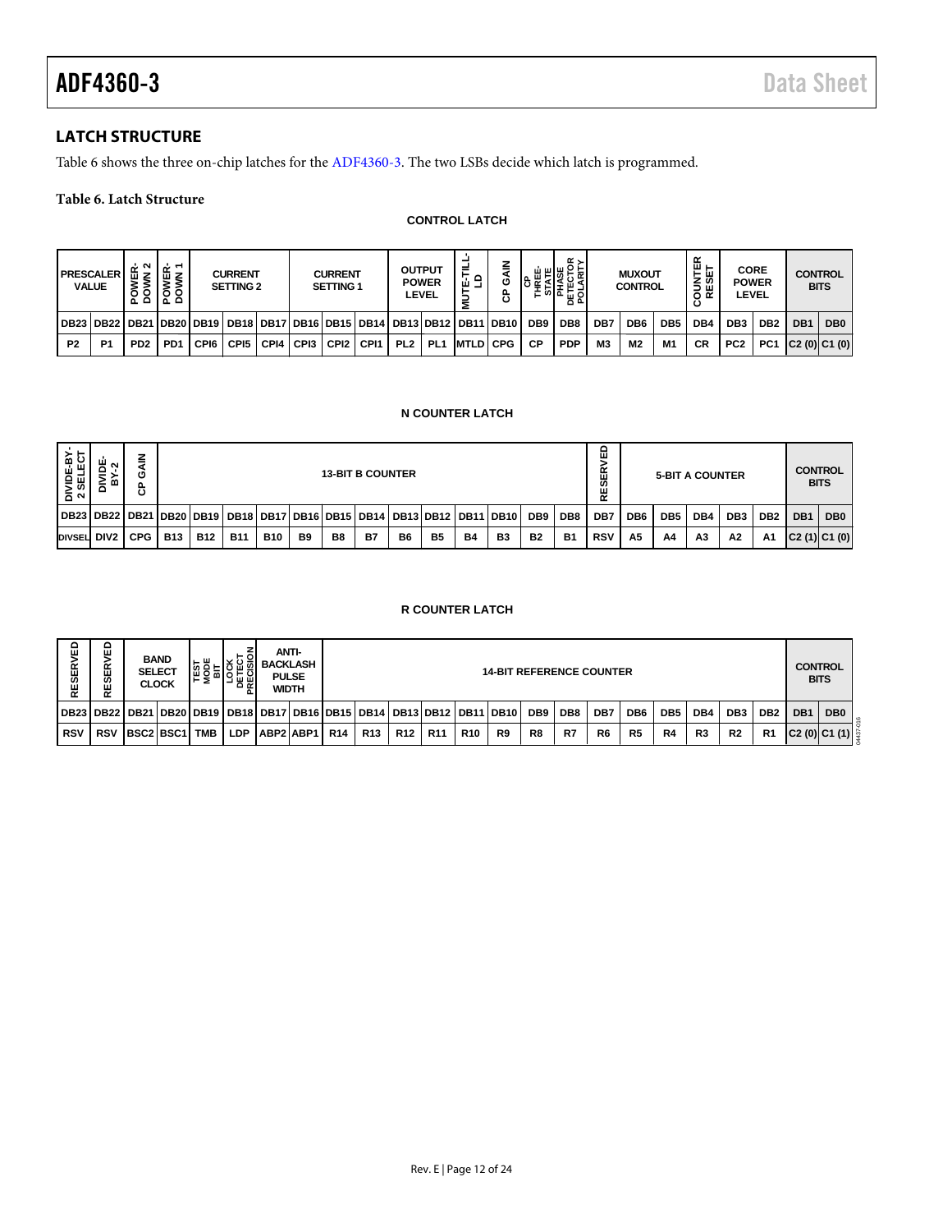## LATCH STRUCTURE

Table 6 shows the three on-chip latches for the ADF4360-3. The two LSBs decide which latch is programmed.

**Table 6. Latch Structure**

**CONTROL LATCH**

| PRESCALER VALUE | | POWER-DOWN 2 | POWER-DOWN 1 | CURRENT SETTING 2 | | | CURRENT SETTING 1 | | | OUTPUT POWER LEVEL | | MUTE-TILL-LD | CP GAIN | CP THREE-STATE | PHASE DETECTOR POLARITY | MUXOUT CONTROL | | | COUNTER RESET | CORE POWER LEVEL | | CONTROL BITS | |
|---|---|---|---|---|---|---|---|---|---|---|---|---|---|---|---|---|---|---|---|---|---|---|---|
| DB23 | DB22 | DB21 | DB20 | DB19 | DB18 | DB17 | DB16 | DB15 | DB14 | DB13 | DB12 | DB11 | DB10 | DB9 | DB8 | DB7 | DB6 | DB5 | DB4 | DB3 | DB2 | DB1 | DB0 |
| P2 | P1 | PD2 | PD1 | CPI6 | CPI5 | CPI4 | CPI3 | CPI2 | CPI1 | PL2 | PL1 | MTLD | CPG | CP | PDP | M3 | M2 | M1 | CR | PC2 | PC1 | C2 (0) | C1 (0) |

**N COUNTER LATCH**

| DIVIDE-BY-2 SELECT | DIVIDE-BY-2 | CP GAIN | 13-BIT B COUNTER | | | | | | | | | | | | | RESERVED | 5-BIT A COUNTER | | | | | CONTROL BITS | |
|---|---|---|---|---|---|---|---|---|---|---|---|---|---|---|---|---|---|---|---|---|---|---|---|
| DB23 | DB22 | DB21 | DB20 | DB19 | DB18 | DB17 | DB16 | DB15 | DB14 | DB13 | DB12 | DB11 | DB10 | DB9 | DB8 | DB7 | DB6 | DB5 | DB4 | DB3 | DB2 | DB1 | DB0 |
| DIVSEL | DIV2 | CPG | B13 | B12 | B11 | B10 | B9 | B8 | B7 | B6 | B5 | B4 | B3 | B2 | B1 | RSV | A5 | A4 | A3 | A2 | A1 | C2 (1) | C1 (0) |

**R COUNTER LATCH**

| RESERVED | RESERVED | BAND SELECT CLOCK | | TEST MODE BIT | LOCK DETECT PRECISION | ANTI-BACKLASH PULSE WIDTH | | 14-BIT REFERENCE COUNTER | | | | | | | | | | | | | | CONTROL BITS | |
|---|---|---|---|---|---|---|---|---|---|---|---|---|---|---|---|---|---|---|---|---|---|---|---|
| DB23 | DB22 | DB21 | DB20 | DB19 | DB18 | DB17 | DB16 | DB15 | DB14 | DB13 | DB12 | DB11 | DB10 | DB9 | DB8 | DB7 | DB6 | DB5 | DB4 | DB3 | DB2 | DB1 | DB0 |
| RSV | RSV | BSC2 | BSC1 | TMB | LDP | ABP2 | ABP1 | R14 | R13 | R12 | R11 | R10 | R9 | R8 | R7 | R6 | R5 | R4 | R3 | R2 | R1 | C2 (0) | C1 (1) |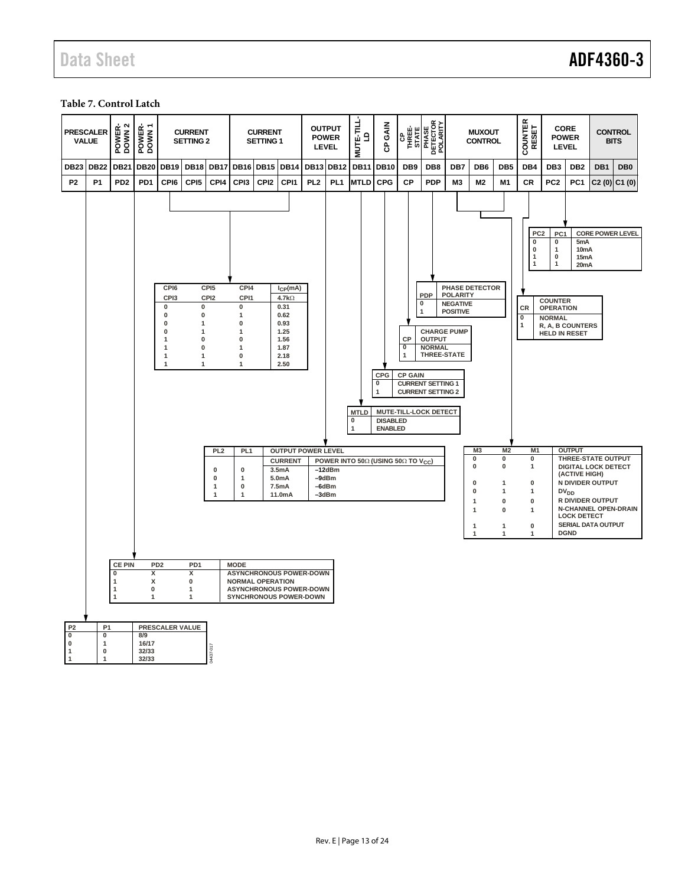**Table 7. Control Latch**

| PRESCALER VALUE | | POWER-DOWN 2 | POWER-DOWN 1 | CURRENT SETTING 2 | | | CURRENT SETTING 1 | | | OUTPUT POWER LEVEL | | MUTE-TILL-LD | CP GAIN | CP THREE-STATE | PHASE DETECTOR POLARITY | MUXOUT CONTROL | | | COUNTER RESET | CORE POWER LEVEL | | CONTROL BITS | |
|---|---|---|---|---|---|---|---|---|---|---|---|---|---|---|---|---|---|---|---|---|---|---|---|
| DB23 | DB22 | DB21 | DB20 | DB19 | DB18 | DB17 | DB16 | DB15 | DB14 | DB13 | DB12 | DB11 | DB10 | DB9 | DB8 | DB7 | DB6 | DB5 | DB4 | DB3 | DB2 | DB1 | DB0 |
| P2 | P1 | PD2 | PD1 | CPI6 | CPI5 | CPI4 | CPI3 | CPI2 | CPI1 | PL2 | PL1 | MTLD | CPG | CP | PDP | M3 | M2 | M1 | CR | PC2 | PC1 | C2 (0) | C1 (0) |

| PC2 | PC1 | CORE POWER LEVEL |
|---|---|---|
| 0 | 0 | 5mA |
| 0 | 1 | 10mA |
| 1 | 0 | 15mA |
| 1 | 1 | 20mA |

| CPI6 / CPI3 | CPI5 / CPI2 | CPI4 / CPI1 | $I_{CP}$(mA) 4.7kΩ |
|---|---|---|---|
| 0 | 0 | 0 | 0.31 |
| 0 | 0 | 1 | 0.62 |
| 0 | 1 | 0 | 0.93 |
| 0 | 1 | 1 | 1.25 |
| 1 | 0 | 0 | 1.56 |
| 1 | 0 | 1 | 1.87 |
| 1 | 1 | 0 | 2.18 |
| 1 | 1 | 1 | 2.50 |

| PDP | PHASE DETECTOR POLARITY |
|---|---|
| 0 | NEGATIVE |
| 1 | POSITIVE |

| CR | COUNTER OPERATION |
|---|---|
| 0 | NORMAL |
| 1 | R, A, B COUNTERS HELD IN RESET |

| CP | CHARGE PUMP OUTPUT |
|---|---|
| 0 | NORMAL |
| 1 | THREE-STATE |

| CPG | CP GAIN |
|---|---|
| 0 | CURRENT SETTING 1 |
| 1 | CURRENT SETTING 2 |

| MTLD | MUTE-TILL-LOCK DETECT |
|---|---|
| 0 | DISABLED |
| 1 | ENABLED |

| PL2 | PL1 | OUTPUT POWER LEVEL CURRENT | POWER INTO 50Ω (USING 50Ω TO $V_{CC}$) |
|---|---|---|---|
| 0 | 0 | 3.5mA | –12dBm |
| 0 | 1 | 5.0mA | –9dBm |
| 1 | 0 | 7.5mA | –6dBm |
| 1 | 1 | 11.0mA | –3dBm |

| M3 | M2 | M1 | OUTPUT |
|---|---|---|---|
| 0 | 0 | 0 | THREE-STATE OUTPUT |
| 0 | 0 | 1 | DIGITAL LOCK DETECT (ACTIVE HIGH) |
| 0 | 1 | 0 | N DIVIDER OUTPUT |
| 0 | 1 | 1 | $DV_{DD}$ |
| 1 | 0 | 0 | R DIVIDER OUTPUT |
| 1 | 0 | 1 | N-CHANNEL OPEN-DRAIN LOCK DETECT |
| 1 | 1 | 0 | SERIAL DATA OUTPUT |
| 1 | 1 | 1 | DGND |

| CE PIN | PD2 | PD1 | MODE |
|---|---|---|---|
| 0 | X | X | ASYNCHRONOUS POWER-DOWN |
| 1 | X | 0 | NORMAL OPERATION |
| 1 | 0 | 1 | ASYNCHRONOUS POWER-DOWN |
| 1 | 1 | 1 | SYNCHRONOUS POWER-DOWN |

| P2 | P1 | PRESCALER VALUE |
|---|---|---|
| 0 | 0 | 8/9 |
| 0 | 1 | 16/17 |
| 1 | 0 | 32/33 |
| 1 | 1 | 32/33 |

04437-017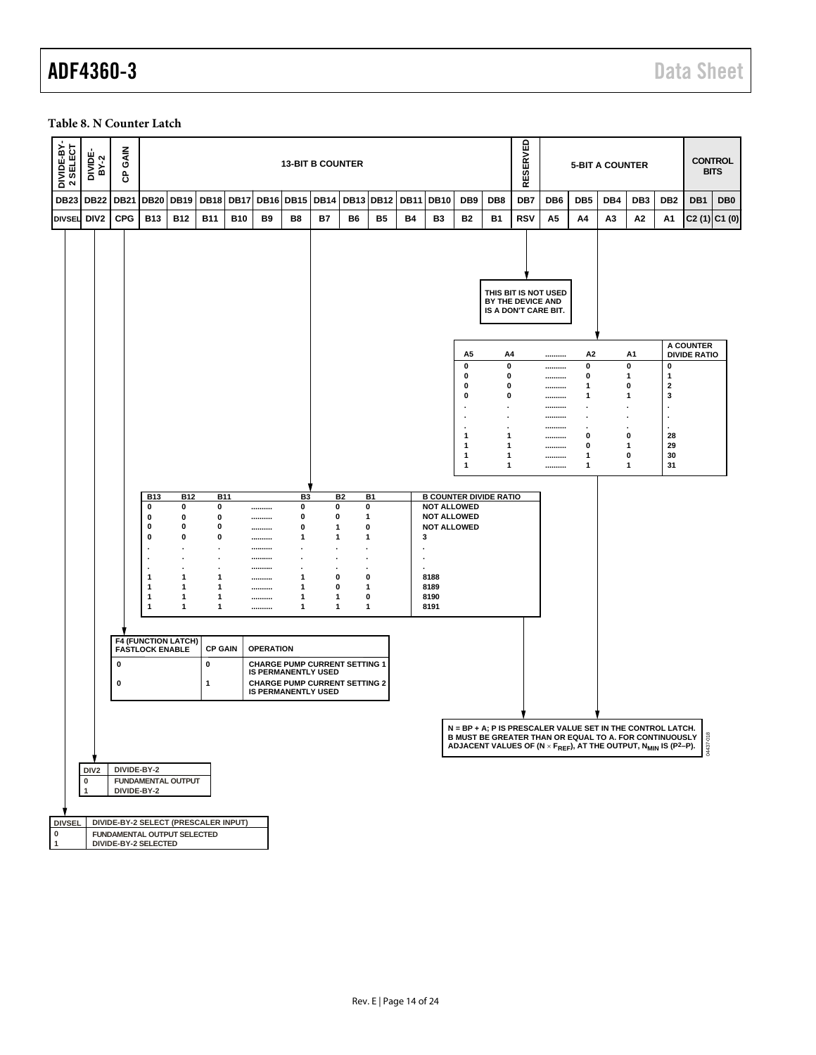**Table 8. N Counter Latch**

| DIVIDE-BY-2 SELECT | DIVIDE-BY-2 | CP GAIN | 13-BIT B COUNTER | | | | | | | | | | | | | RESERVED | 5-BIT A COUNTER | | | | | CONTROL BITS | |
|---|---|---|---|---|---|---|---|---|---|---|---|---|---|---|---|---|---|---|---|---|---|---|---|
| DB23 | DB22 | DB21 | DB20 | DB19 | DB18 | DB17 | DB16 | DB15 | DB14 | DB13 | DB12 | DB11 | DB10 | DB9 | DB8 | DB7 | DB6 | DB5 | DB4 | DB3 | DB2 | DB1 | DB0 |
| DIVSEL | DIV2 | CPG | B13 | B12 | B11 | B10 | B9 | B8 | B7 | B6 | B5 | B4 | B3 | B2 | B1 | RSV | A5 | A4 | A3 | A2 | A1 | C2 (1) | C1 (0) |

RSV: THIS BIT IS NOT USED BY THE DEVICE AND IS A DON'T CARE BIT.

| A5 | A4 | .......... | A2 | A1 | A COUNTER DIVIDE RATIO |
|---|---|---|---|---|---|
| 0 | 0 | .......... | 0 | 0 | 0 |
| 0 | 0 | .......... | 0 | 1 | 1 |
| 0 | 0 | .......... | 1 | 0 | 2 |
| 0 | 0 | .......... | 1 | 1 | 3 |
| . | . | .......... | . | . | . |
| . | . | .......... | . | . | . |
| . | . | .......... | . | . | . |
| 1 | 1 | .......... | 0 | 0 | 28 |
| 1 | 1 | .......... | 0 | 1 | 29 |
| 1 | 1 | .......... | 1 | 0 | 30 |
| 1 | 1 | .......... | 1 | 1 | 31 |

| B13 | B12 | B11 | .......... | B3 | B2 | B1 | B COUNTER DIVIDE RATIO |
|---|---|---|---|---|---|---|---|
| 0 | 0 | 0 | .......... | 0 | 0 | 0 | NOT ALLOWED |
| 0 | 0 | 0 | .......... | 0 | 0 | 1 | NOT ALLOWED |
| 0 | 0 | 0 | .......... | 0 | 1 | 0 | NOT ALLOWED |
| 0 | 0 | 0 | .......... | 1 | 1 | 1 | 3 |
| . | . | . | .......... | . | . | . | . |
| . | . | . | .......... | . | . | . | . |
| . | . | . | .......... | . | . | . | . |
| 1 | 1 | 1 | .......... | 1 | 0 | 0 | 8188 |
| 1 | 1 | 1 | .......... | 1 | 0 | 1 | 8189 |
| 1 | 1 | 1 | .......... | 1 | 1 | 0 | 8190 |
| 1 | 1 | 1 | .......... | 1 | 1 | 1 | 8191 |

| F4 (FUNCTION LATCH) FASTLOCK ENABLE | CP GAIN | OPERATION |
|---|---|---|
| 0 | 0 | CHARGE PUMP CURRENT SETTING 1 IS PERMANENTLY USED |
| 0 | 1 | CHARGE PUMP CURRENT SETTING 2 IS PERMANENTLY USED |

N = BP + A; P IS PRESCALER VALUE SET IN THE CONTROL LATCH. B MUST BE GREATER THAN OR EQUAL TO A. FOR CONTINUOUSLY ADJACENT VALUES OF ($N \times F_{REF}$), AT THE OUTPUT, $N_{MIN}$ IS ($P^2$–P).

| DIV2 | DIVIDE-BY-2 |
|---|---|
| 0 | FUNDAMENTAL OUTPUT |
| 1 | DIVIDE-BY-2 |

| DIVSEL | DIVIDE-BY-2 SELECT (PRESCALER INPUT) |
|---|---|
| 0 | FUNDAMENTAL OUTPUT SELECTED |
| 1 | DIVIDE-BY-2 SELECTED |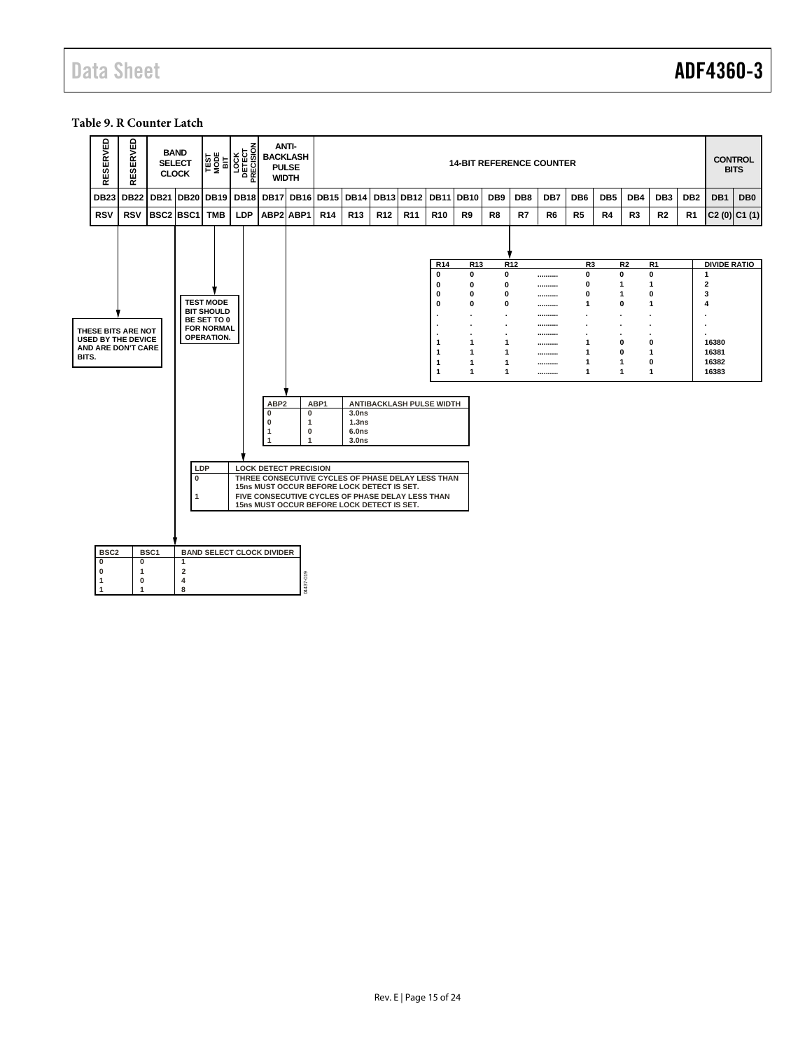**Table 9. R Counter Latch**

| RESERVED | RESERVED | BAND SELECT CLOCK | | TEST MODE BIT | LOCK DETECT PRECISION | ANTI-BACKLASH PULSE WIDTH | | 14-BIT REFERENCE COUNTER | | | | | | | | | | | | | | CONTROL BITS | |
|---|---|---|---|---|---|---|---|---|---|---|---|---|---|---|---|---|---|---|---|---|---|---|---|
| DB23 | DB22 | DB21 | DB20 | DB19 | DB18 | DB17 | DB16 | DB15 | DB14 | DB13 | DB12 | DB11 | DB10 | DB9 | DB8 | DB7 | DB6 | DB5 | DB4 | DB3 | DB2 | DB1 | DB0 |
| RSV | RSV | BSC2 | BSC1 | TMB | LDP | ABP2 | ABP1 | R14 | R13 | R12 | R11 | R10 | R9 | R8 | R7 | R6 | R5 | R4 | R3 | R2 | R1 | C2 (0) | C1 (1) |

THESE BITS ARE NOT USED BY THE DEVICE AND ARE DON'T CARE BITS.

TEST MODE BIT SHOULD BE SET TO 0 FOR NORMAL OPERATION.

| R14 | R13 | R12 | .......... | R3 | R2 | R1 | DIVIDE RATIO |
|---|---|---|---|---|---|---|---|
| 0 | 0 | 0 | .......... | 0 | 0 | 0 | 1 |
| 0 | 0 | 0 | .......... | 0 | 1 | 1 | 2 |
| 0 | 0 | 0 | .......... | 0 | 1 | 0 | 3 |
| 0 | 0 | 0 | .......... | 1 | 0 | 1 | 4 |
| . | . | . | .......... | . | . | . | . |
| . | . | . | .......... | . | . | . | . |
| . | . | . | .......... | . | . | . | . |
| 1 | 1 | 1 | .......... | 1 | 0 | 0 | 16380 |
| 1 | 1 | 1 | .......... | 1 | 0 | 1 | 16381 |
| 1 | 1 | 1 | .......... | 1 | 1 | 0 | 16382 |
| 1 | 1 | 1 | .......... | 1 | 1 | 1 | 16383 |

| ABP2 | ABP1 | ANTIBACKLASH PULSE WIDTH |
|---|---|---|
| 0 | 0 | 3.0ns |
| 0 | 1 | 1.3ns |
| 1 | 0 | 6.0ns |
| 1 | 1 | 3.0ns |

| LDP | LOCK DETECT PRECISION |
|---|---|
| 0 | THREE CONSECUTIVE CYCLES OF PHASE DELAY LESS THAN 15ns MUST OCCUR BEFORE LOCK DETECT IS SET. |
| 1 | FIVE CONSECUTIVE CYCLES OF PHASE DELAY LESS THAN 15ns MUST OCCUR BEFORE LOCK DETECT IS SET. |

| BSC2 | BSC1 | BAND SELECT CLOCK DIVIDER |
|---|---|---|
| 0 | 0 | 1 |
| 0 | 1 | 2 |
| 1 | 0 | 4 |
| 1 | 1 | 8 |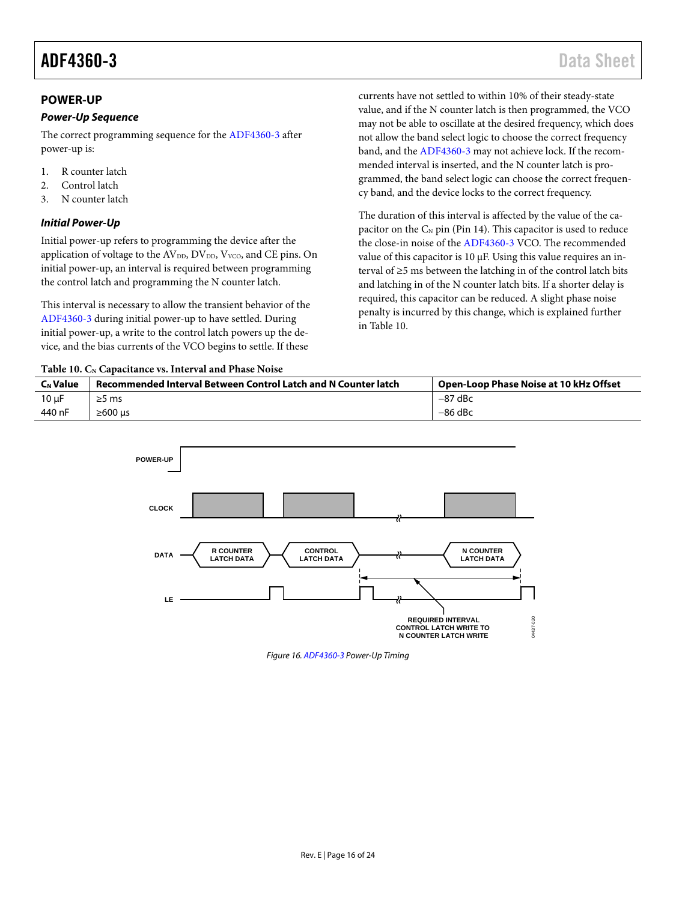## POWER-UP

### *Power-Up Sequence*

The correct programming sequence for the ADF4360-3 after power-up is:

1. R counter latch
2. Control latch
3. N counter latch

### *Initial Power-Up*

Initial power-up refers to programming the device after the application of voltage to the $AV_{DD}$, $DV_{DD}$, $V_{VCO}$, and CE pins. On initial power-up, an interval is required between programming the control latch and programming the N counter latch.

This interval is necessary to allow the transient behavior of the ADF4360-3 during initial power-up to have settled. During initial power-up, a write to the control latch powers up the device, and the bias currents of the VCO begins to settle. If these currents have not settled to within 10% of their steady-state value, and if the N counter latch is then programmed, the VCO may not be able to oscillate at the desired frequency, which does not allow the band select logic to choose the correct frequency band, and the ADF4360-3 may not achieve lock. If the recommended interval is inserted, and the N counter latch is programmed, the band select logic can choose the correct frequency band, and the device locks to the correct frequency.

The duration of this interval is affected by the value of the capacitor on the $C_N$ pin (Pin 14). This capacitor is used to reduce the close-in noise of the ADF4360-3 VCO. The recommended value of this capacitor is 10 µF. Using this value requires an interval of ≥5 ms between the latching in of the control latch bits and latching in of the N counter latch bits. If a shorter delay is required, this capacitor can be reduced. A slight phase noise penalty is incurred by this change, which is explained further in Table 10.

**Table 10. $C_N$ Capacitance vs. Interval and Phase Noise**

| $C_N$ Value | Recommended Interval Between Control Latch and N Counter latch | Open-Loop Phase Noise at 10 kHz Offset |
|---|---|---|
| 10 µF | ≥5 ms | −87 dBc |
| 440 nF | ≥600 µs | −86 dBc |

*Figure 16. ADF4360-3 Power-Up Timing*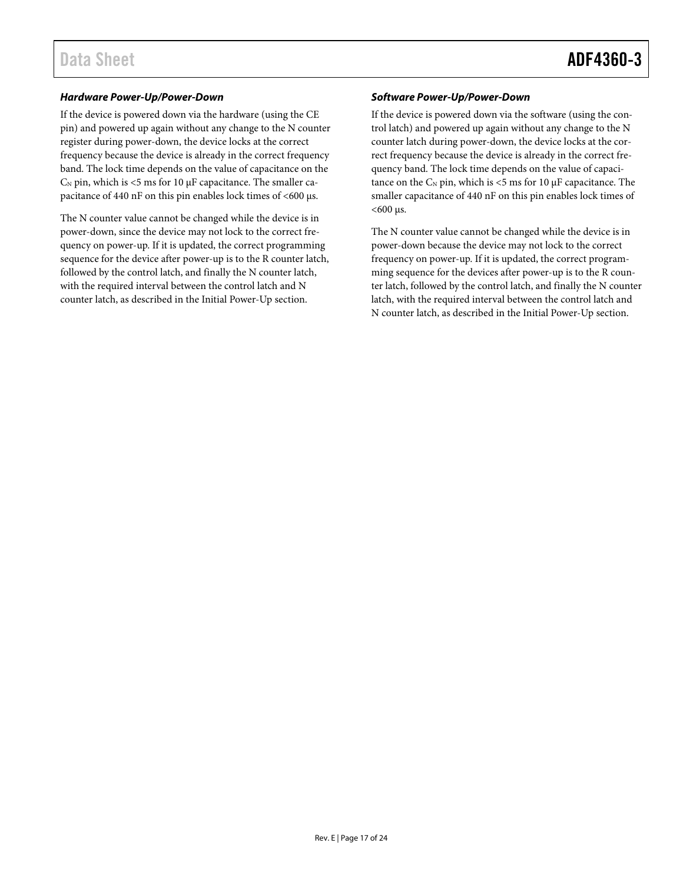### *Hardware Power-Up/Power-Down*

If the device is powered down via the hardware (using the CE pin) and powered up again without any change to the N counter register during power-down, the device locks at the correct frequency because the device is already in the correct frequency band. The lock time depends on the value of capacitance on the $C_N$ pin, which is <5 ms for 10 μF capacitance. The smaller capacitance of 440 nF on this pin enables lock times of <600 μs.

The N counter value cannot be changed while the device is in power-down, since the device may not lock to the correct frequency on power-up. If it is updated, the correct programming sequence for the device after power-up is to the R counter latch, followed by the control latch, and finally the N counter latch, with the required interval between the control latch and N counter latch, as described in the Initial Power-Up section.

### *Software Power-Up/Power-Down*

If the device is powered down via the software (using the control latch) and powered up again without any change to the N counter latch during power-down, the device locks at the correct frequency because the device is already in the correct frequency band. The lock time depends on the value of capacitance on the $C_N$ pin, which is <5 ms for 10 μF capacitance. The smaller capacitance of 440 nF on this pin enables lock times of <600 μs.

The N counter value cannot be changed while the device is in power-down because the device may not lock to the correct frequency on power-up. If it is updated, the correct programming sequence for the devices after power-up is to the R counter latch, followed by the control latch, and finally the N counter latch, with the required interval between the control latch and N counter latch, as described in the Initial Power-Up section.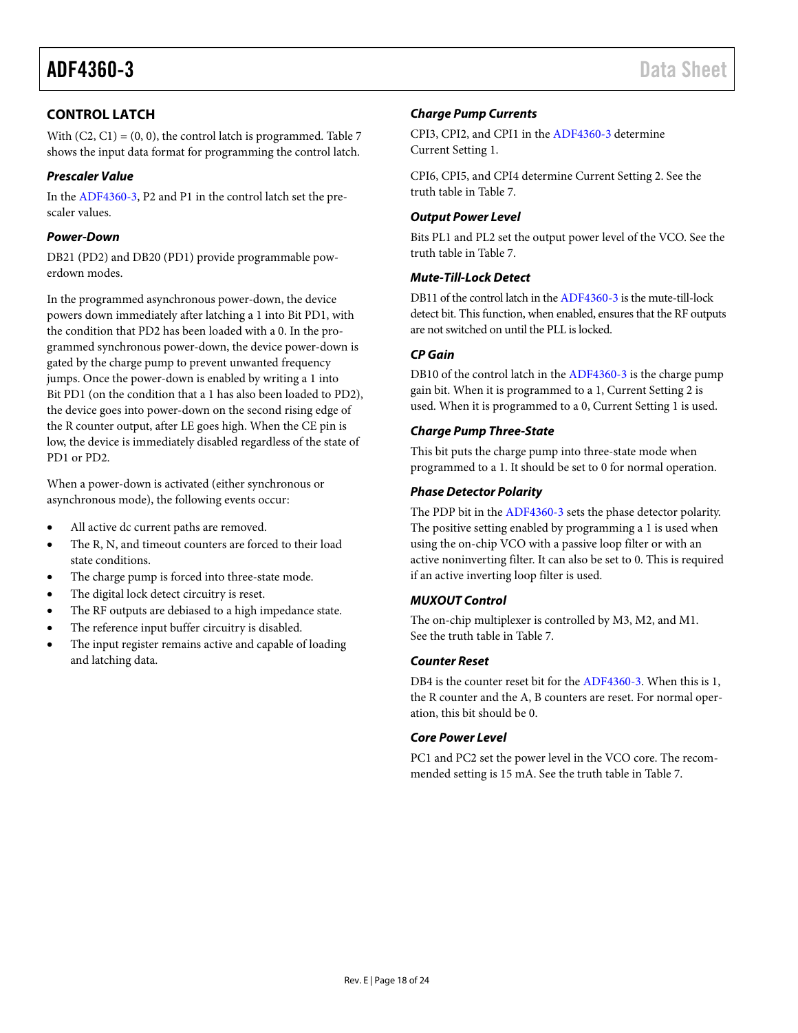## CONTROL LATCH

With (C2, C1) = (0, 0), the control latch is programmed. Table 7 shows the input data format for programming the control latch.

### Prescaler Value

In the ADF4360-3, P2 and P1 in the control latch set the prescaler values.

### Power-Down

DB21 (PD2) and DB20 (PD1) provide programmable powerdown modes.

In the programmed asynchronous power-down, the device powers down immediately after latching a 1 into Bit PD1, with the condition that PD2 has been loaded with a 0. In the programmed synchronous power-down, the device power-down is gated by the charge pump to prevent unwanted frequency jumps. Once the power-down is enabled by writing a 1 into Bit PD1 (on the condition that a 1 has also been loaded to PD2), the device goes into power-down on the second rising edge of the R counter output, after LE goes high. When the CE pin is low, the device is immediately disabled regardless of the state of PD1 or PD2.

When a power-down is activated (either synchronous or asynchronous mode), the following events occur:

- All active dc current paths are removed.
- The R, N, and timeout counters are forced to their load state conditions.
- The charge pump is forced into three-state mode.
- The digital lock detect circuitry is reset.
- The RF outputs are debiased to a high impedance state.
- The reference input buffer circuitry is disabled.
- The input register remains active and capable of loading and latching data.

### Charge Pump Currents

CPI3, CPI2, and CPI1 in the ADF4360-3 determine Current Setting 1.

CPI6, CPI5, and CPI4 determine Current Setting 2. See the truth table in Table 7.

### Output Power Level

Bits PL1 and PL2 set the output power level of the VCO. See the truth table in Table 7.

### Mute-Till-Lock Detect

DB11 of the control latch in the ADF4360-3 is the mute-till-lock detect bit. This function, when enabled, ensures that the RF outputs are not switched on until the PLL is locked.

### CP Gain

DB10 of the control latch in the ADF4360-3 is the charge pump gain bit. When it is programmed to a 1, Current Setting 2 is used. When it is programmed to a 0, Current Setting 1 is used.

### Charge Pump Three-State

This bit puts the charge pump into three-state mode when programmed to a 1. It should be set to 0 for normal operation.

### Phase Detector Polarity

The PDP bit in the ADF4360-3 sets the phase detector polarity. The positive setting enabled by programming a 1 is used when using the on-chip VCO with a passive loop filter or with an active noninverting filter. It can also be set to 0. This is required if an active inverting loop filter is used.

### MUXOUT Control

The on-chip multiplexer is controlled by M3, M2, and M1. See the truth table in Table 7.

### Counter Reset

DB4 is the counter reset bit for the ADF4360-3. When this is 1, the R counter and the A, B counters are reset. For normal operation, this bit should be 0.

### Core Power Level

PC1 and PC2 set the power level in the VCO core. The recommended setting is 15 mA. See the truth table in Table 7.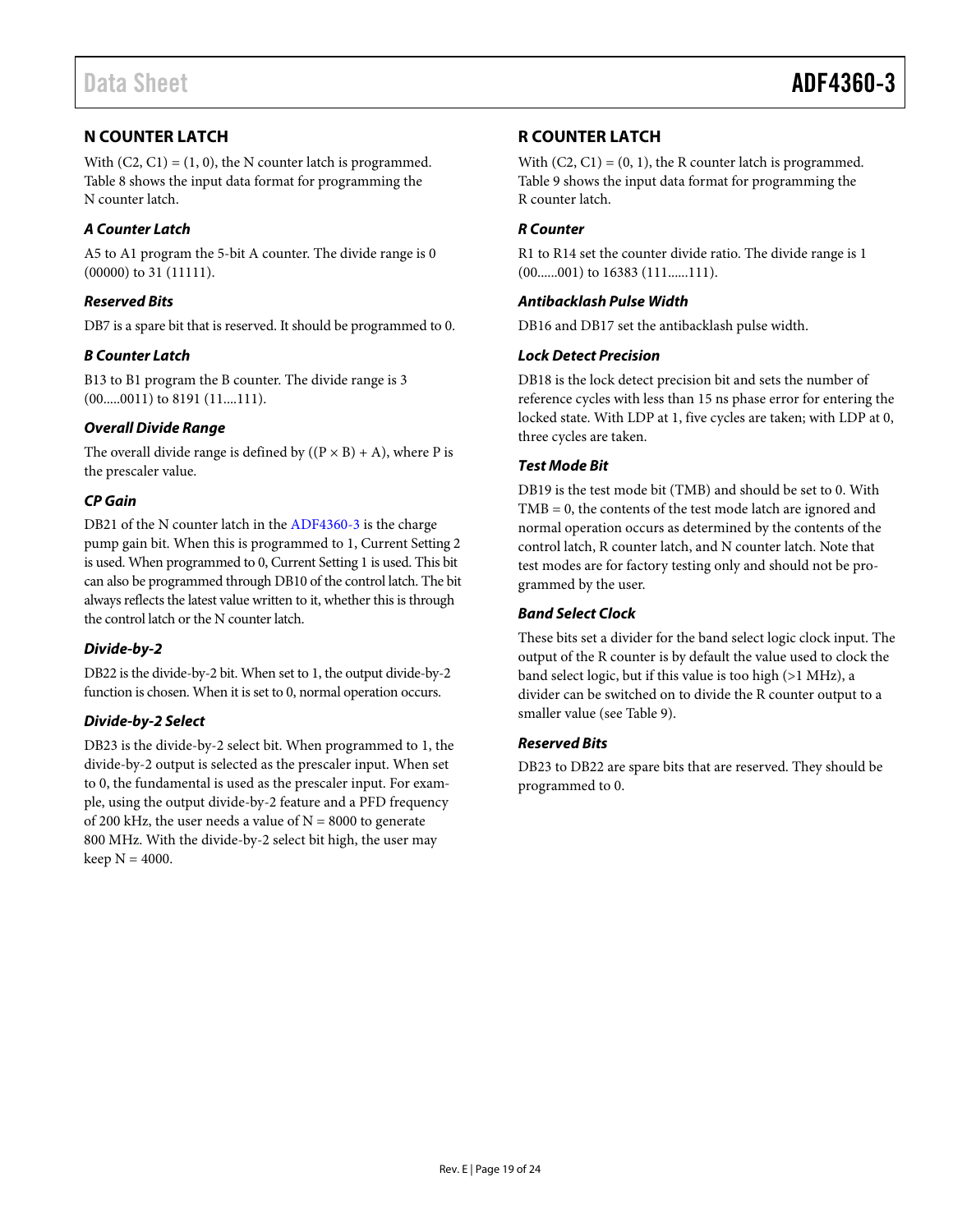## N COUNTER LATCH

With (C2, C1) = (1, 0), the N counter latch is programmed. Table 8 shows the input data format for programming the N counter latch.

### *A Counter Latch*

A5 to A1 program the 5-bit A counter. The divide range is 0 (00000) to 31 (11111).

### *Reserved Bits*

DB7 is a spare bit that is reserved. It should be programmed to 0.

### *B Counter Latch*

B13 to B1 program the B counter. The divide range is 3 (00.....0011) to 8191 (11....111).

### *Overall Divide Range*

The overall divide range is defined by ((P × B) + A), where P is the prescaler value.

### *CP Gain*

DB21 of the N counter latch in the ADF4360-3 is the charge pump gain bit. When this is programmed to 1, Current Setting 2 is used. When programmed to 0, Current Setting 1 is used. This bit can also be programmed through DB10 of the control latch. The bit always reflects the latest value written to it, whether this is through the control latch or the N counter latch.

### *Divide-by-2*

DB22 is the divide-by-2 bit. When set to 1, the output divide-by-2 function is chosen. When it is set to 0, normal operation occurs.

### *Divide-by-2 Select*

DB23 is the divide-by-2 select bit. When programmed to 1, the divide-by-2 output is selected as the prescaler input. When set to 0, the fundamental is used as the prescaler input. For example, using the output divide-by-2 feature and a PFD frequency of 200 kHz, the user needs a value of N = 8000 to generate 800 MHz. With the divide-by-2 select bit high, the user may keep N = 4000.

## R COUNTER LATCH

With (C2, C1) = (0, 1), the R counter latch is programmed. Table 9 shows the input data format for programming the R counter latch.

### *R Counter*

R1 to R14 set the counter divide ratio. The divide range is 1 (00......001) to 16383 (111......111).

### *Antibacklash Pulse Width*

DB16 and DB17 set the antibacklash pulse width.

### *Lock Detect Precision*

DB18 is the lock detect precision bit and sets the number of reference cycles with less than 15 ns phase error for entering the locked state. With LDP at 1, five cycles are taken; with LDP at 0, three cycles are taken.

### *Test Mode Bit*

DB19 is the test mode bit (TMB) and should be set to 0. With TMB = 0, the contents of the test mode latch are ignored and normal operation occurs as determined by the contents of the control latch, R counter latch, and N counter latch. Note that test modes are for factory testing only and should not be programmed by the user.

### *Band Select Clock*

These bits set a divider for the band select logic clock input. The output of the R counter is by default the value used to clock the band select logic, but if this value is too high (>1 MHz), a divider can be switched on to divide the R counter output to a smaller value (see Table 9).

### *Reserved Bits*

DB23 to DB22 are spare bits that are reserved. They should be programmed to 0.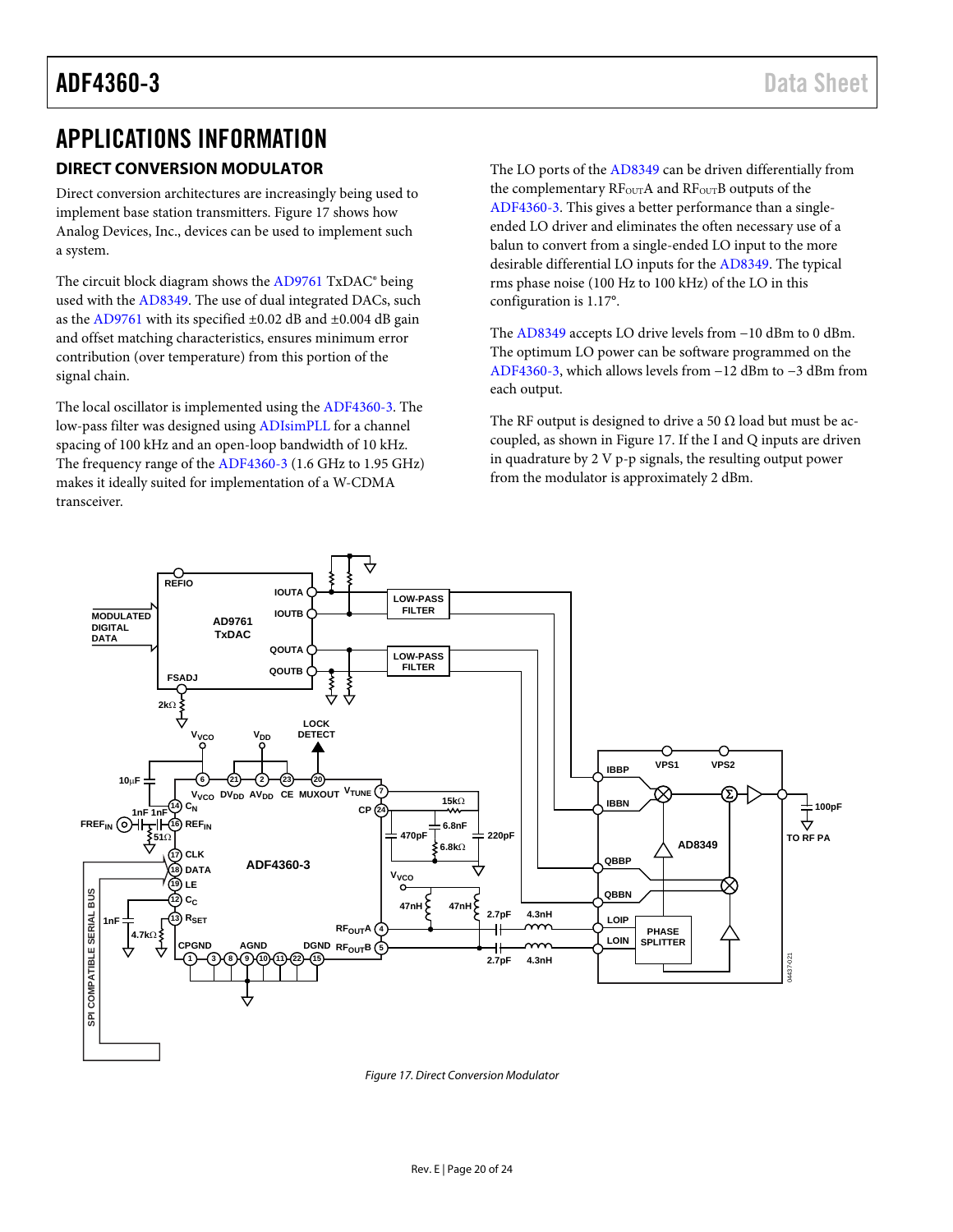# APPLICATIONS INFORMATION

## DIRECT CONVERSION MODULATOR

Direct conversion architectures are increasingly being used to implement base station transmitters. Figure 17 shows how Analog Devices, Inc., devices can be used to implement such a system.

The circuit block diagram shows the AD9761 TxDAC® being used with the AD8349. The use of dual integrated DACs, such as the AD9761 with its specified ±0.02 dB and ±0.004 dB gain and offset matching characteristics, ensures minimum error contribution (over temperature) from this portion of the signal chain.

The local oscillator is implemented using the ADF4360-3. The low-pass filter was designed using ADIsimPLL for a channel spacing of 100 kHz and an open-loop bandwidth of 10 kHz. The frequency range of the ADF4360-3 (1.6 GHz to 1.95 GHz) makes it ideally suited for implementation of a W-CDMA transceiver.

The LO ports of the AD8349 can be driven differentially from the complementary $RF_{OUT}A$ and $RF_{OUT}B$ outputs of the ADF4360-3. This gives a better performance than a single-ended LO driver and eliminates the often necessary use of a balun to convert from a single-ended LO input to the more desirable differential LO inputs for the AD8349. The typical rms phase noise (100 Hz to 100 kHz) of the LO in this configuration is 1.17°.

The AD8349 accepts LO drive levels from −10 dBm to 0 dBm. The optimum LO power can be software programmed on the ADF4360-3, which allows levels from −12 dBm to −3 dBm from each output.

The RF output is designed to drive a 50 Ω load but must be ac-coupled, as shown in Figure 17. If the I and Q inputs are driven in quadrature by 2 V p-p signals, the resulting output power from the modulator is approximately 2 dBm.

Figure 17. Direct Conversion Modulator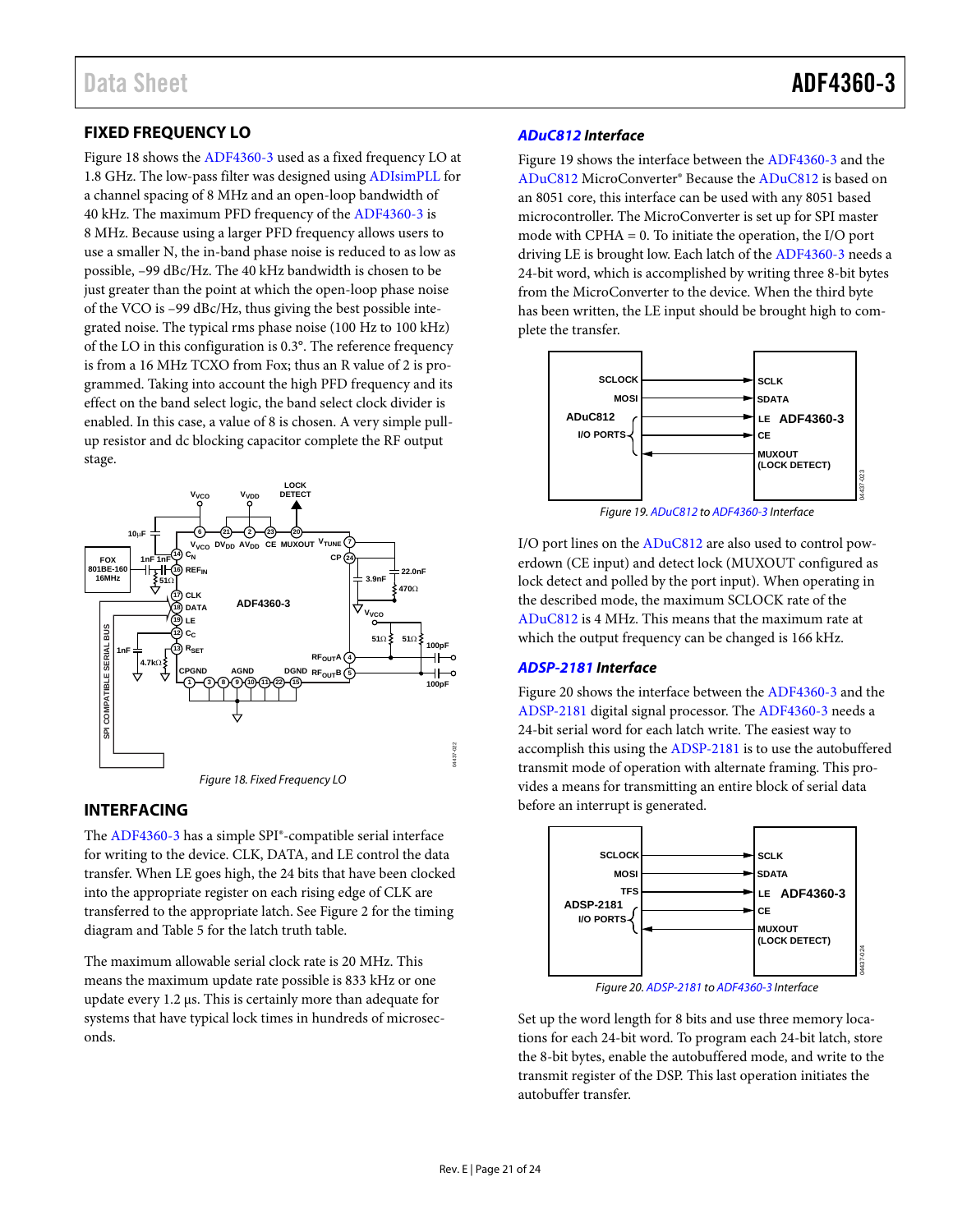## FIXED FREQUENCY LO

Figure 18 shows the ADF4360-3 used as a fixed frequency LO at 1.8 GHz. The low-pass filter was designed using ADIsimPLL for a channel spacing of 8 MHz and an open-loop bandwidth of 40 kHz. The maximum PFD frequency of the ADF4360-3 is 8 MHz. Because using a larger PFD frequency allows users to use a smaller N, the in-band phase noise is reduced to as low as possible, –99 dBc/Hz. The 40 kHz bandwidth is chosen to be just greater than the point at which the open-loop phase noise of the VCO is –99 dBc/Hz, thus giving the best possible integrated noise. The typical rms phase noise (100 Hz to 100 kHz) of the LO in this configuration is 0.3°. The reference frequency is from a 16 MHz TCXO from Fox; thus an R value of 2 is programmed. Taking into account the high PFD frequency and its effect on the band select logic, the band select clock divider is enabled. In this case, a value of 8 is chosen. A very simple pull-up resistor and dc blocking capacitor complete the RF output stage.

*Figure 18. Fixed Frequency LO*

## INTERFACING

The ADF4360-3 has a simple SPI®-compatible serial interface for writing to the device. CLK, DATA, and LE control the data transfer. When LE goes high, the 24 bits that have been clocked into the appropriate register on each rising edge of CLK are transferred to the appropriate latch. See Figure 2 for the timing diagram and Table 5 for the latch truth table.

The maximum allowable serial clock rate is 20 MHz. This means the maximum update rate possible is 833 kHz or one update every 1.2 μs. This is certainly more than adequate for systems that have typical lock times in hundreds of microseconds.

### ADuC812 Interface

Figure 19 shows the interface between the ADF4360-3 and the ADuC812 MicroConverter® Because the ADuC812 is based on an 8051 core, this interface can be used with any 8051 based microcontroller. The MicroConverter is set up for SPI master mode with CPHA = 0. To initiate the operation, the I/O port driving LE is brought low. Each latch of the ADF4360-3 needs a 24-bit word, which is accomplished by writing three 8-bit bytes from the MicroConverter to the device. When the third byte has been written, the LE input should be brought high to complete the transfer.

*Figure 19. ADuC812 to ADF4360-3 Interface*

I/O port lines on the ADuC812 are also used to control powerdown (CE input) and detect lock (MUXOUT configured as lock detect and polled by the port input). When operating in the described mode, the maximum SCLOCK rate of the ADuC812 is 4 MHz. This means that the maximum rate at which the output frequency can be changed is 166 kHz.

### ADSP-2181 Interface

Figure 20 shows the interface between the ADF4360-3 and the ADSP-2181 digital signal processor. The ADF4360-3 needs a 24-bit serial word for each latch write. The easiest way to accomplish this using the ADSP-2181 is to use the autobuffered transmit mode of operation with alternate framing. This provides a means for transmitting an entire block of serial data before an interrupt is generated.

*Figure 20. ADSP-2181 to ADF4360-3 Interface*

Set up the word length for 8 bits and use three memory locations for each 24-bit word. To program each 24-bit latch, store the 8-bit bytes, enable the autobuffered mode, and write to the transmit register of the DSP. This last operation initiates the autobuffer transfer.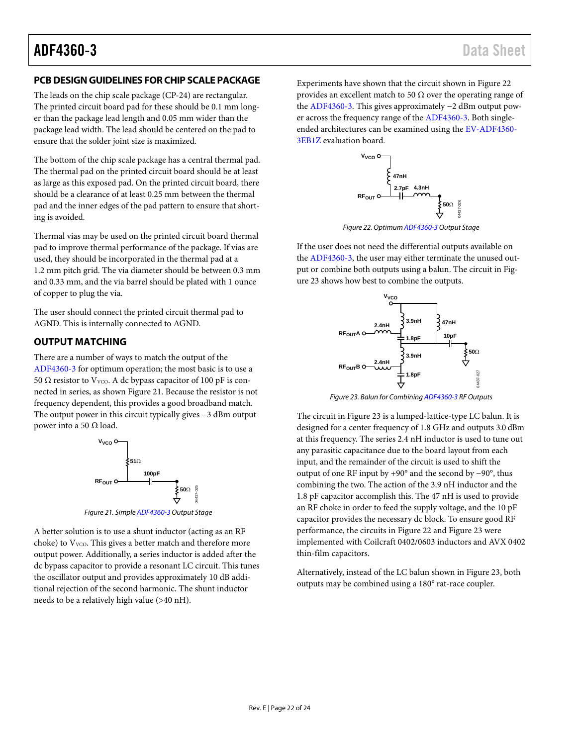## PCB DESIGN GUIDELINES FOR CHIP SCALE PACKAGE

The leads on the chip scale package (CP-24) are rectangular. The printed circuit board pad for these should be 0.1 mm longer than the package lead length and 0.05 mm wider than the package lead width. The lead should be centered on the pad to ensure that the solder joint size is maximized.

The bottom of the chip scale package has a central thermal pad. The thermal pad on the printed circuit board should be at least as large as this exposed pad. On the printed circuit board, there should be a clearance of at least 0.25 mm between the thermal pad and the inner edges of the pad pattern to ensure that shorting is avoided.

Thermal vias may be used on the printed circuit board thermal pad to improve thermal performance of the package. If vias are used, they should be incorporated in the thermal pad at a 1.2 mm pitch grid. The via diameter should be between 0.3 mm and 0.33 mm, and the via barrel should be plated with 1 ounce of copper to plug the via.

The user should connect the printed circuit thermal pad to AGND. This is internally connected to AGND.

## OUTPUT MATCHING

There are a number of ways to match the output of the ADF4360-3 for optimum operation; the most basic is to use a 50 Ω resistor to $V_{VCO}$. A dc bypass capacitor of 100 pF is connected in series, as shown Figure 21. Because the resistor is not frequency dependent, this provides a good broadband match. The output power in this circuit typically gives −3 dBm output power into a 50 Ω load.

*Figure 21. Simple ADF4360-3 Output Stage*

A better solution is to use a shunt inductor (acting as an RF choke) to $V_{VCO}$. This gives a better match and therefore more output power. Additionally, a series inductor is added after the dc bypass capacitor to provide a resonant LC circuit. This tunes the oscillator output and provides approximately 10 dB additional rejection of the second harmonic. The shunt inductor needs to be a relatively high value (>40 nH).

Experiments have shown that the circuit shown in Figure 22 provides an excellent match to 50 Ω over the operating range of the ADF4360-3. This gives approximately −2 dBm output power across the frequency range of the ADF4360-3. Both single-ended architectures can be examined using the EV-ADF4360-3EB1Z evaluation board.

*Figure 22. Optimum ADF4360-3 Output Stage*

If the user does not need the differential outputs available on the ADF4360-3, the user may either terminate the unused output or combine both outputs using a balun. The circuit in Figure 23 shows how best to combine the outputs.

*Figure 23. Balun for Combining ADF4360-3 RF Outputs*

The circuit in Figure 23 is a lumped-lattice-type LC balun. It is designed for a center frequency of 1.8 GHz and outputs 3.0 dBm at this frequency. The series 2.4 nH inductor is used to tune out any parasitic capacitance due to the board layout from each input, and the remainder of the circuit is used to shift the output of one RF input by +90° and the second by −90°, thus combining the two. The action of the 3.9 nH inductor and the 1.8 pF capacitor accomplish this. The 47 nH is used to provide an RF choke in order to feed the supply voltage, and the 10 pF capacitor provides the necessary dc block. To ensure good RF performance, the circuits in Figure 22 and Figure 23 were implemented with Coilcraft 0402/0603 inductors and AVX 0402 thin-film capacitors.

Alternatively, instead of the LC balun shown in Figure 23, both outputs may be combined using a 180° rat-race coupler.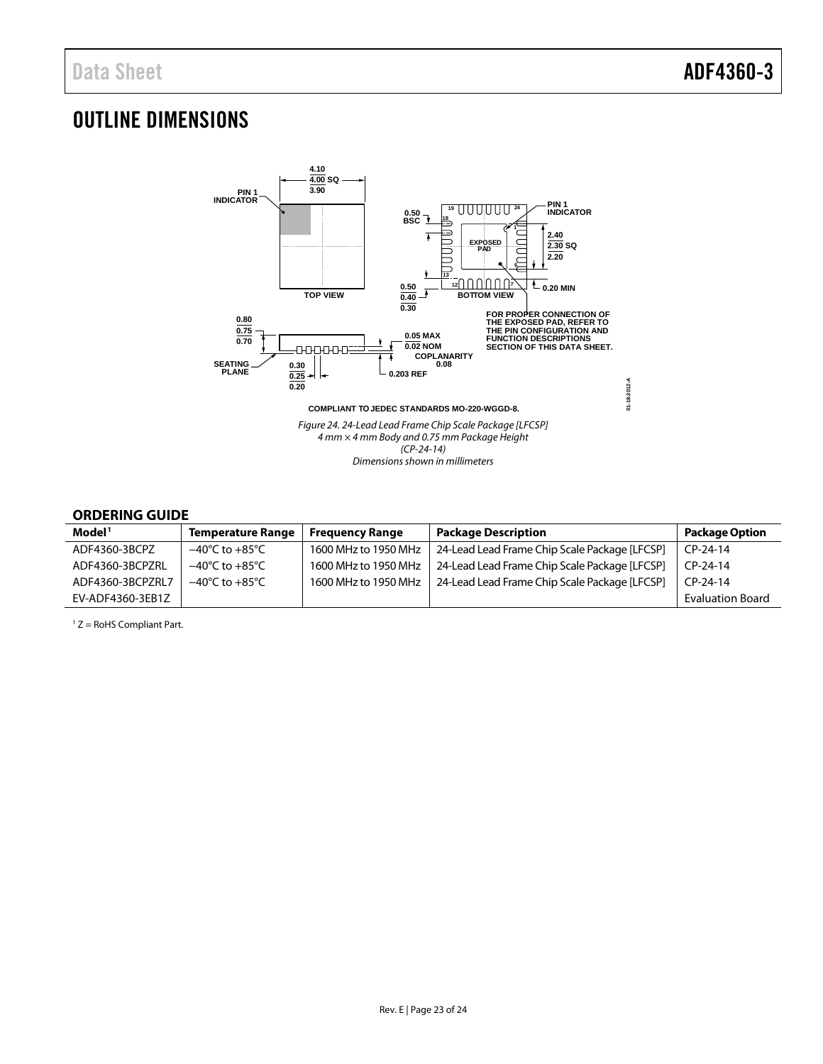# OUTLINE DIMENSIONS

*Figure 24. 24-Lead Lead Frame Chip Scale Package [LFCSP]*
*4 mm × 4 mm Body and 0.75 mm Package Height*
*(CP-24-14)*
*Dimensions shown in millimeters*

## ORDERING GUIDE

| Model[1] | Temperature Range | Frequency Range | Package Description | Package Option |
|---|---|---|---|---|
| ADF4360-3BCPZ | −40°C to +85°C | 1600 MHz to 1950 MHz | 24-Lead Lead Frame Chip Scale Package [LFCSP] | CP-24-14 |
| ADF4360-3BCPZRL | −40°C to +85°C | 1600 MHz to 1950 MHz | 24-Lead Lead Frame Chip Scale Package [LFCSP] | CP-24-14 |
| ADF4360-3BCPZRL7 | −40°C to +85°C | 1600 MHz to 1950 MHz | 24-Lead Lead Frame Chip Scale Package [LFCSP] | CP-24-14 |
| EV-ADF4360-3EB1Z | | | | Evaluation Board |

[1] Z = RoHS Compliant Part.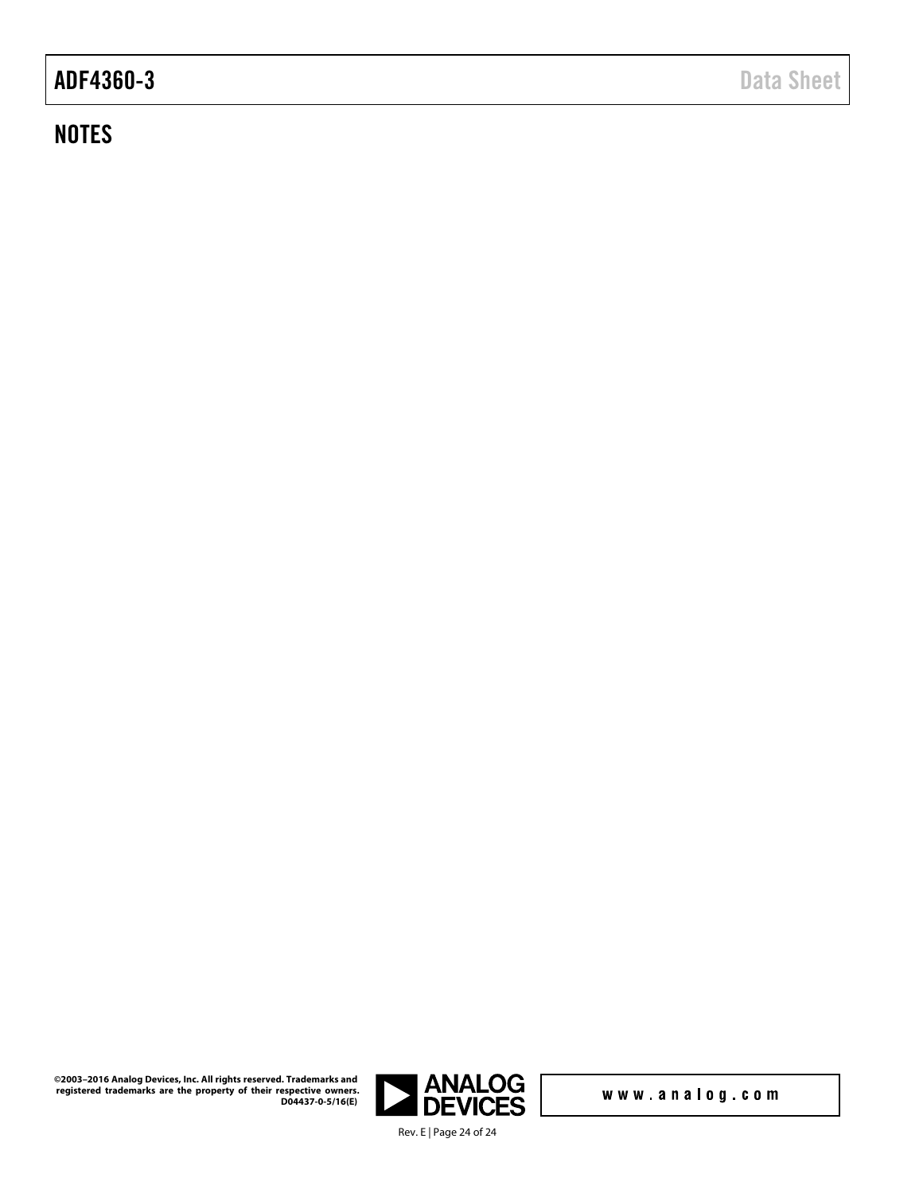## NOTES

©2003–2016 Analog Devices, Inc. All rights reserved. Trademarks and registered trademarks are the property of their respective owners.
D04437-0-5/16(E)

www.analog.com